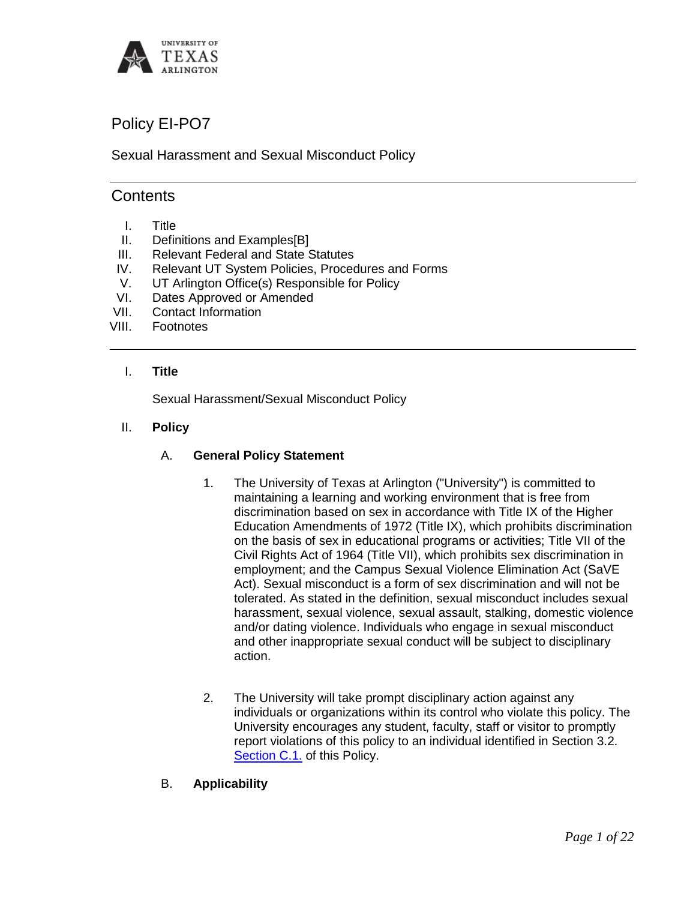# Policy EI-PO7

Sexual Harassment and Sexual Misconduct Policy

---

## Contents

I. Title
II. Definitions and Examples[B]
III. Relevant Federal and State Statutes
IV. Relevant UT System Policies, Procedures and Forms
V. UT Arlington Office(s) Responsible for Policy
VI. Dates Approved or Amended
VII. Contact Information
VIII. Footnotes

---

## I. **Title**

Sexual Harassment/Sexual Misconduct Policy

## II. **Policy**

### A. **General Policy Statement**

1. The University of Texas at Arlington ("University") is committed to maintaining a learning and working environment that is free from discrimination based on sex in accordance with Title IX of the Higher Education Amendments of 1972 (Title IX), which prohibits discrimination on the basis of sex in educational programs or activities; Title VII of the Civil Rights Act of 1964 (Title VII), which prohibits sex discrimination in employment; and the Campus Sexual Violence Elimination Act (SaVE Act). Sexual misconduct is a form of sex discrimination and will not be tolerated. As stated in the definition, sexual misconduct includes sexual harassment, sexual violence, sexual assault, stalking, domestic violence and/or dating violence. Individuals who engage in sexual misconduct and other inappropriate sexual conduct will be subject to disciplinary action.

2. The University will take prompt disciplinary action against any individuals or organizations within its control who violate this policy. The University encourages any student, faculty, staff or visitor to promptly report violations of this policy to an individual identified in Section 3.2. Section C.1. of this Policy.

### B. **Applicability**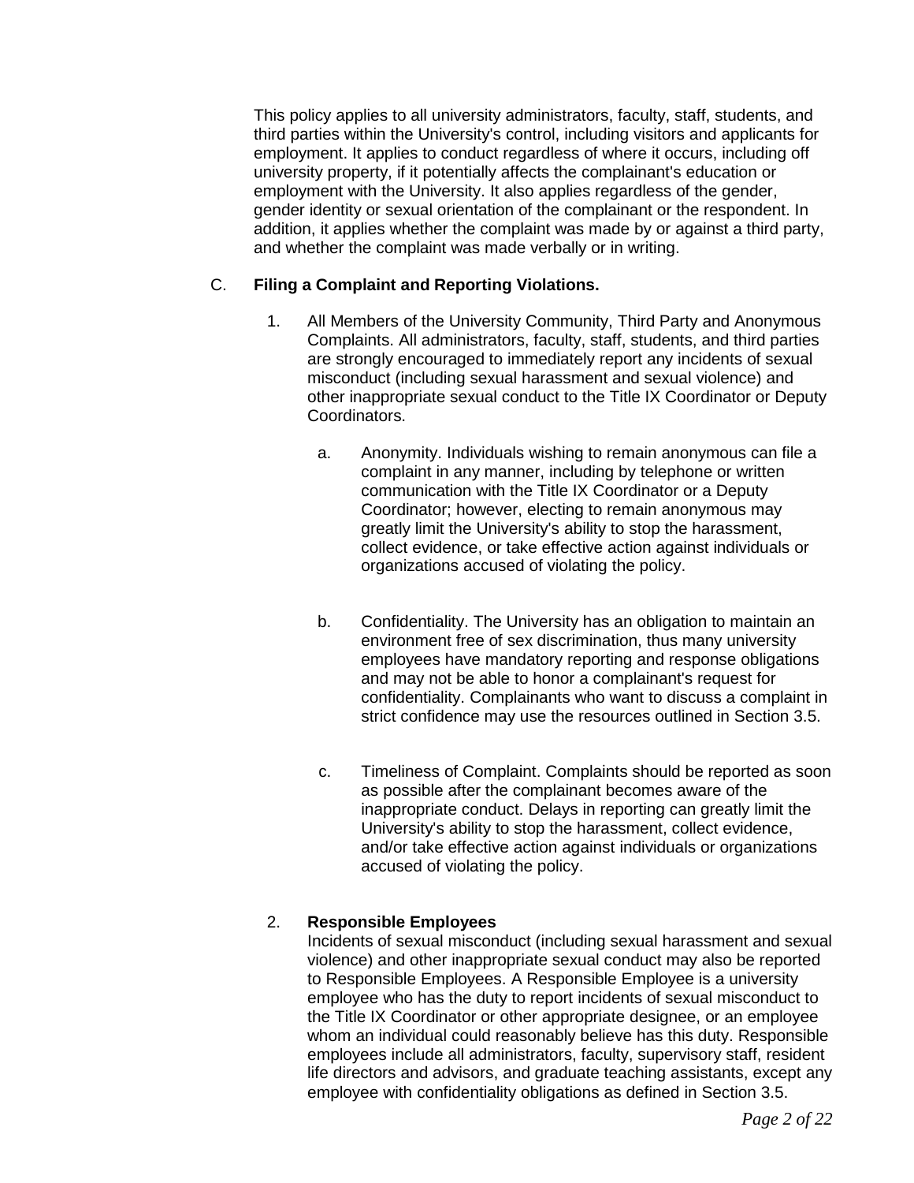This policy applies to all university administrators, faculty, staff, students, and third parties within the University's control, including visitors and applicants for employment. It applies to conduct regardless of where it occurs, including off university property, if it potentially affects the complainant's education or employment with the University. It also applies regardless of the gender, gender identity or sexual orientation of the complainant or the respondent. In addition, it applies whether the complaint was made by or against a third party, and whether the complaint was made verbally or in writing.

C. **Filing a Complaint and Reporting Violations.**

1. All Members of the University Community, Third Party and Anonymous Complaints. All administrators, faculty, staff, students, and third parties are strongly encouraged to immediately report any incidents of sexual misconduct (including sexual harassment and sexual violence) and other inappropriate sexual conduct to the Title IX Coordinator or Deputy Coordinators.

   a. Anonymity. Individuals wishing to remain anonymous can file a complaint in any manner, including by telephone or written communication with the Title IX Coordinator or a Deputy Coordinator; however, electing to remain anonymous may greatly limit the University's ability to stop the harassment, collect evidence, or take effective action against individuals or organizations accused of violating the policy.

   b. Confidentiality. The University has an obligation to maintain an environment free of sex discrimination, thus many university employees have mandatory reporting and response obligations and may not be able to honor a complainant's request for confidentiality. Complainants who want to discuss a complaint in strict confidence may use the resources outlined in Section 3.5.

   c. Timeliness of Complaint. Complaints should be reported as soon as possible after the complainant becomes aware of the inappropriate conduct. Delays in reporting can greatly limit the University's ability to stop the harassment, collect evidence, and/or take effective action against individuals or organizations accused of violating the policy.

2. **Responsible Employees**
   Incidents of sexual misconduct (including sexual harassment and sexual violence) and other inappropriate sexual conduct may also be reported to Responsible Employees. A Responsible Employee is a university employee who has the duty to report incidents of sexual misconduct to the Title IX Coordinator or other appropriate designee, or an employee whom an individual could reasonably believe has this duty. Responsible employees include all administrators, faculty, supervisory staff, resident life directors and advisors, and graduate teaching assistants, except any employee with confidentiality obligations as defined in Section 3.5.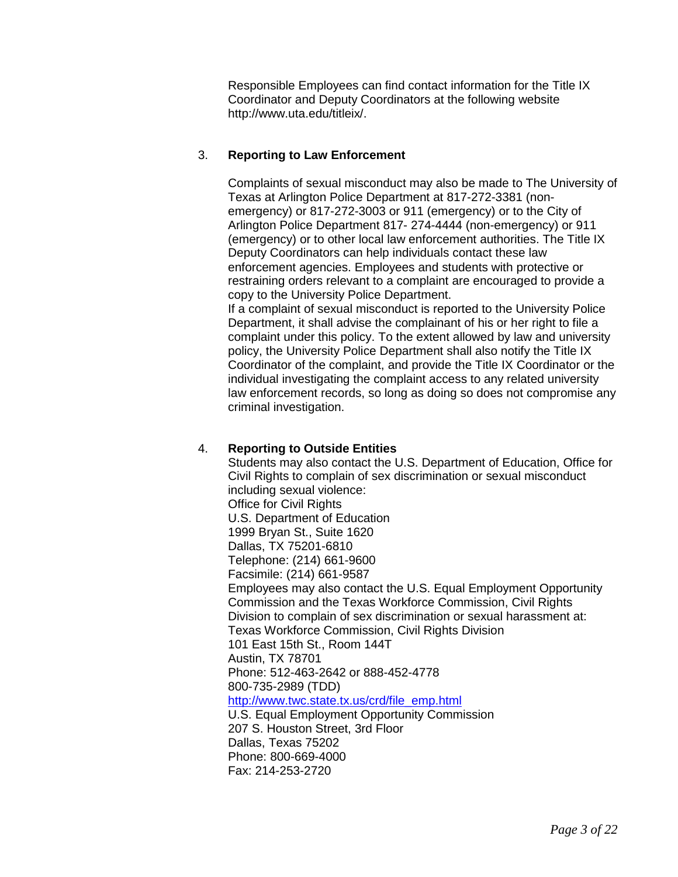Responsible Employees can find contact information for the Title IX Coordinator and Deputy Coordinators at the following website http://www.uta.edu/titleix/.

3. **Reporting to Law Enforcement**

Complaints of sexual misconduct may also be made to The University of Texas at Arlington Police Department at 817-272-3381 (non-emergency) or 817-272-3003 or 911 (emergency) or to the City of Arlington Police Department 817- 274-4444 (non-emergency) or 911 (emergency) or to other local law enforcement authorities. The Title IX Deputy Coordinators can help individuals contact these law enforcement agencies. Employees and students with protective or restraining orders relevant to a complaint are encouraged to provide a copy to the University Police Department.

If a complaint of sexual misconduct is reported to the University Police Department, it shall advise the complainant of his or her right to file a complaint under this policy. To the extent allowed by law and university policy, the University Police Department shall also notify the Title IX Coordinator of the complaint, and provide the Title IX Coordinator or the individual investigating the complaint access to any related university law enforcement records, so long as doing so does not compromise any criminal investigation.

4. **Reporting to Outside Entities**

Students may also contact the U.S. Department of Education, Office for Civil Rights to complain of sex discrimination or sexual misconduct including sexual violence:

Office for Civil Rights
U.S. Department of Education
1999 Bryan St., Suite 1620
Dallas, TX 75201-6810
Telephone: (214) 661-9600
Facsimile: (214) 661-9587

Employees may also contact the U.S. Equal Employment Opportunity Commission and the Texas Workforce Commission, Civil Rights Division to complain of sex discrimination or sexual harassment at:

Texas Workforce Commission, Civil Rights Division
101 East 15th St., Room 144T
Austin, TX 78701
Phone: 512-463-2642 or 888-452-4778
800-735-2989 (TDD)
http://www.twc.state.tx.us/crd/file_emp.html

U.S. Equal Employment Opportunity Commission
207 S. Houston Street, 3rd Floor
Dallas, Texas 75202
Phone: 800-669-4000
Fax: 214-253-2720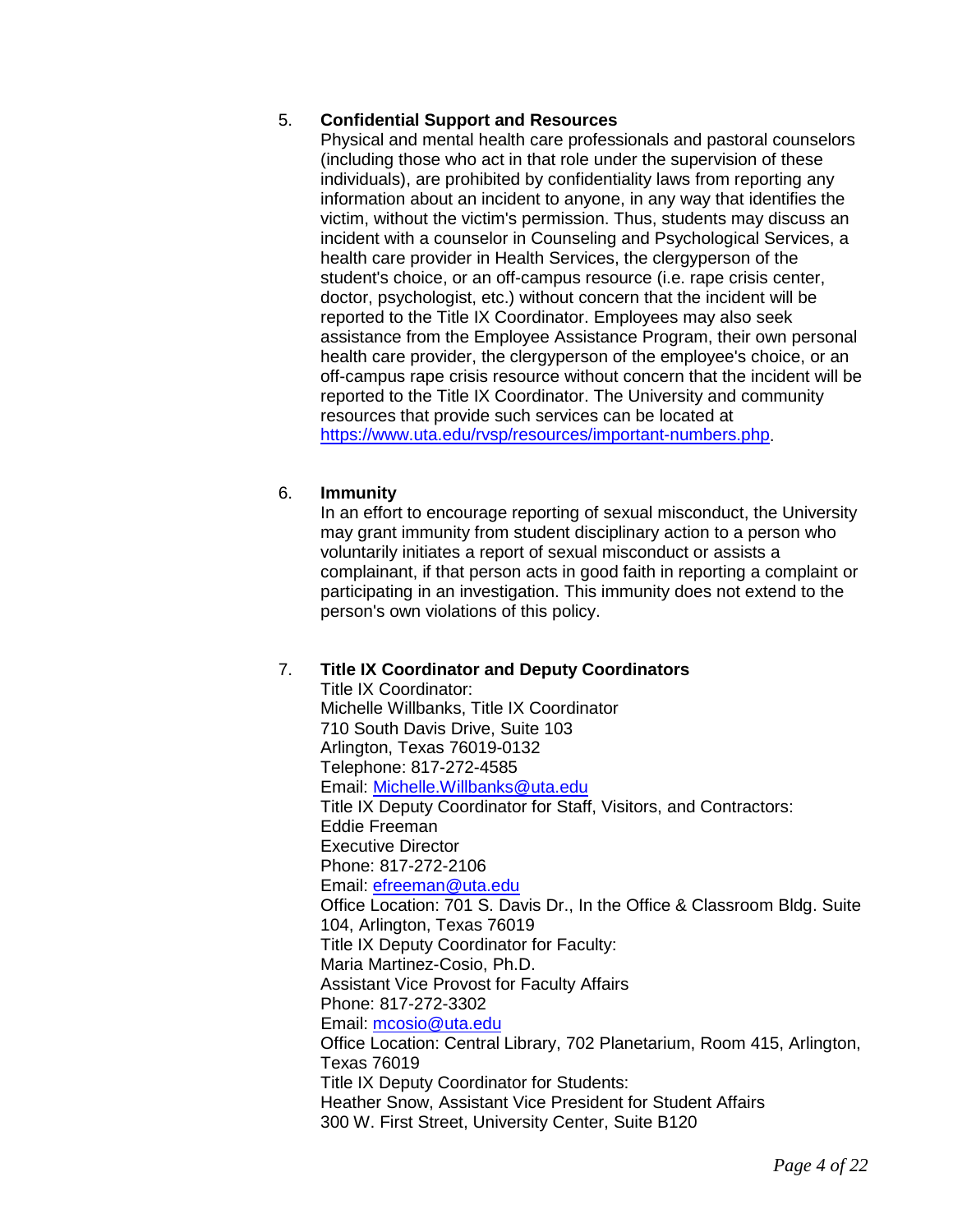5. **Confidential Support and Resources**

   Physical and mental health care professionals and pastoral counselors (including those who act in that role under the supervision of these individuals), are prohibited by confidentiality laws from reporting any information about an incident to anyone, in any way that identifies the victim, without the victim's permission. Thus, students may discuss an incident with a counselor in Counseling and Psychological Services, a health care provider in Health Services, the clergyperson of the student's choice, or an off-campus resource (i.e. rape crisis center, doctor, psychologist, etc.) without concern that the incident will be reported to the Title IX Coordinator. Employees may also seek assistance from the Employee Assistance Program, their own personal health care provider, the clergyperson of the employee's choice, or an off-campus rape crisis resource without concern that the incident will be reported to the Title IX Coordinator. The University and community resources that provide such services can be located at https://www.uta.edu/rvsp/resources/important-numbers.php.

6. **Immunity**

   In an effort to encourage reporting of sexual misconduct, the University may grant immunity from student disciplinary action to a person who voluntarily initiates a report of sexual misconduct or assists a complainant, if that person acts in good faith in reporting a complaint or participating in an investigation. This immunity does not extend to the person's own violations of this policy.

7. **Title IX Coordinator and Deputy Coordinators**

   Title IX Coordinator:
   Michelle Willbanks, Title IX Coordinator
   710 South Davis Drive, Suite 103
   Arlington, Texas 76019-0132
   Telephone: 817-272-4585
   Email: Michelle.Willbanks@uta.edu
   Title IX Deputy Coordinator for Staff, Visitors, and Contractors:
   Eddie Freeman
   Executive Director
   Phone: 817-272-2106
   Email: efreeman@uta.edu
   Office Location: 701 S. Davis Dr., In the Office & Classroom Bldg. Suite 104, Arlington, Texas 76019
   Title IX Deputy Coordinator for Faculty:
   Maria Martinez-Cosio, Ph.D.
   Assistant Vice Provost for Faculty Affairs
   Phone: 817-272-3302
   Email: mcosio@uta.edu
   Office Location: Central Library, 702 Planetarium, Room 415, Arlington, Texas 76019
   Title IX Deputy Coordinator for Students:
   Heather Snow, Assistant Vice President for Student Affairs
   300 W. First Street, University Center, Suite B120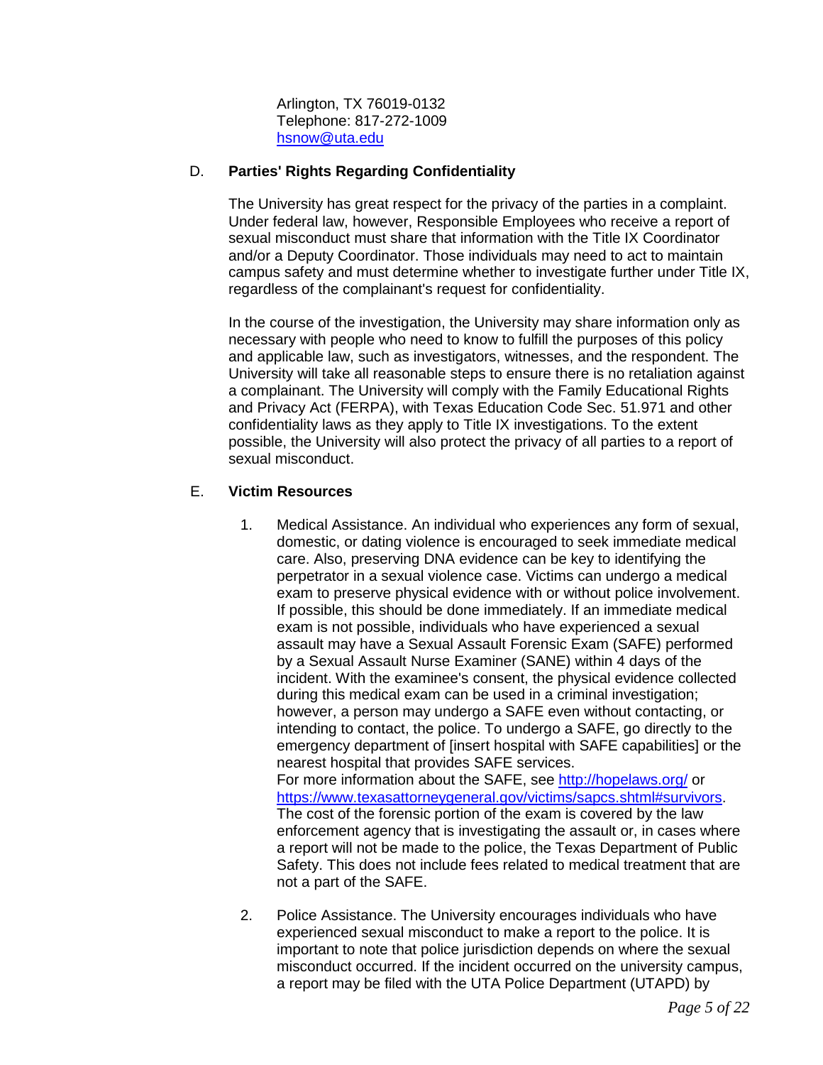Arlington, TX 76019-0132
Telephone: 817-272-1009
hsnow@uta.edu

D. **Parties' Rights Regarding Confidentiality**

The University has great respect for the privacy of the parties in a complaint. Under federal law, however, Responsible Employees who receive a report of sexual misconduct must share that information with the Title IX Coordinator and/or a Deputy Coordinator. Those individuals may need to act to maintain campus safety and must determine whether to investigate further under Title IX, regardless of the complainant's request for confidentiality.

In the course of the investigation, the University may share information only as necessary with people who need to know to fulfill the purposes of this policy and applicable law, such as investigators, witnesses, and the respondent. The University will take all reasonable steps to ensure there is no retaliation against a complainant. The University will comply with the Family Educational Rights and Privacy Act (FERPA), with Texas Education Code Sec. 51.971 and other confidentiality laws as they apply to Title IX investigations. To the extent possible, the University will also protect the privacy of all parties to a report of sexual misconduct.

E. **Victim Resources**

1. Medical Assistance. An individual who experiences any form of sexual, domestic, or dating violence is encouraged to seek immediate medical care. Also, preserving DNA evidence can be key to identifying the perpetrator in a sexual violence case. Victims can undergo a medical exam to preserve physical evidence with or without police involvement. If possible, this should be done immediately. If an immediate medical exam is not possible, individuals who have experienced a sexual assault may have a Sexual Assault Forensic Exam (SAFE) performed by a Sexual Assault Nurse Examiner (SANE) within 4 days of the incident. With the examinee's consent, the physical evidence collected during this medical exam can be used in a criminal investigation; however, a person may undergo a SAFE even without contacting, or intending to contact, the police. To undergo a SAFE, go directly to the emergency department of [insert hospital with SAFE capabilities] or the nearest hospital that provides SAFE services.
   For more information about the SAFE, see http://hopelaws.org/ or https://www.texasattorneygeneral.gov/victims/sapcs.shtml#survivors. The cost of the forensic portion of the exam is covered by the law enforcement agency that is investigating the assault or, in cases where a report will not be made to the police, the Texas Department of Public Safety. This does not include fees related to medical treatment that are not a part of the SAFE.

2. Police Assistance. The University encourages individuals who have experienced sexual misconduct to make a report to the police. It is important to note that police jurisdiction depends on where the sexual misconduct occurred. If the incident occurred on the university campus, a report may be filed with the UTA Police Department (UTAPD) by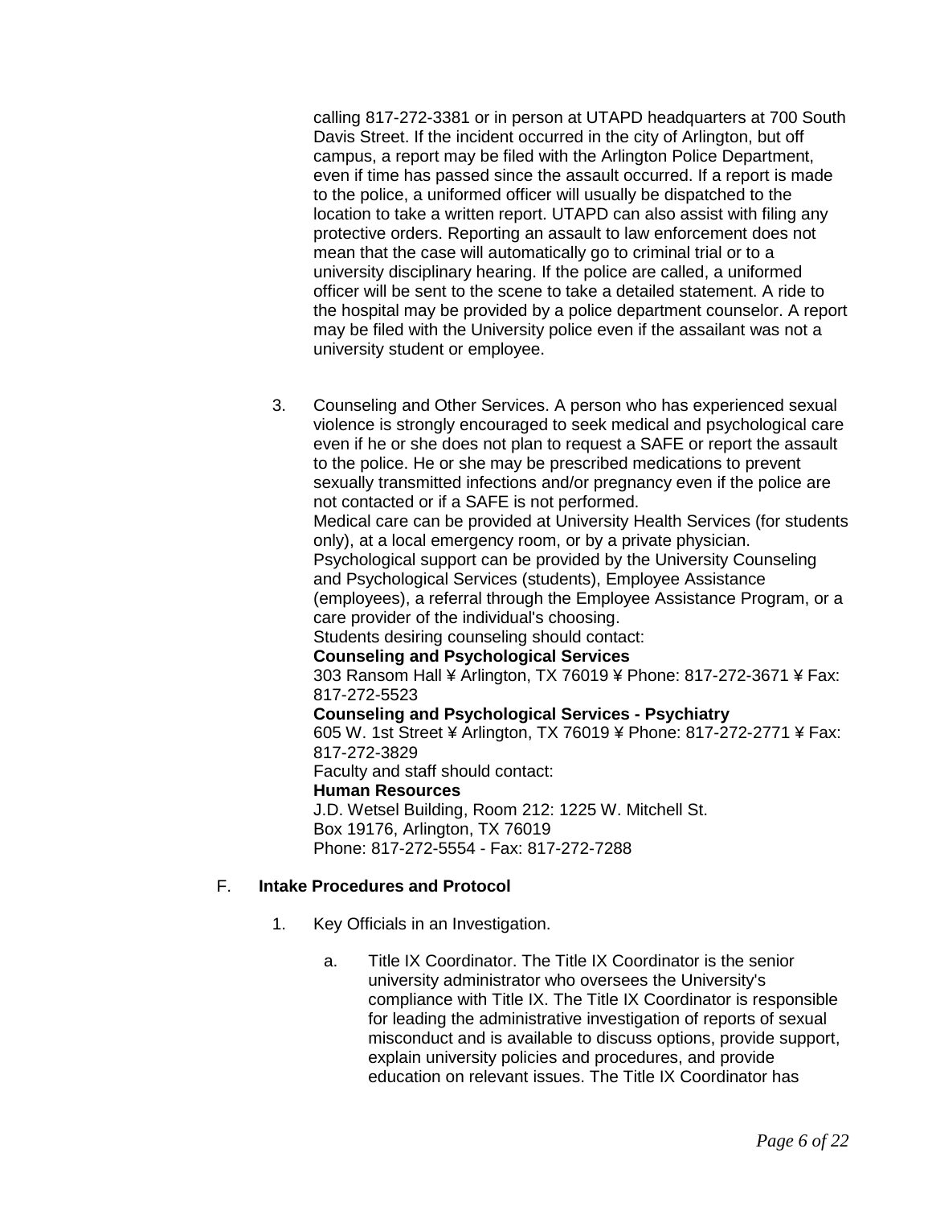calling 817-272-3381 or in person at UTAPD headquarters at 700 South Davis Street. If the incident occurred in the city of Arlington, but off campus, a report may be filed with the Arlington Police Department, even if time has passed since the assault occurred. If a report is made to the police, a uniformed officer will usually be dispatched to the location to take a written report. UTAPD can also assist with filing any protective orders. Reporting an assault to law enforcement does not mean that the case will automatically go to criminal trial or to a university disciplinary hearing. If the police are called, a uniformed officer will be sent to the scene to take a detailed statement. A ride to the hospital may be provided by a police department counselor. A report may be filed with the University police even if the assailant was not a university student or employee.

3. Counseling and Other Services. A person who has experienced sexual violence is strongly encouraged to seek medical and psychological care even if he or she does not plan to request a SAFE or report the assault to the police. He or she may be prescribed medications to prevent sexually transmitted infections and/or pregnancy even if the police are not contacted or if a SAFE is not performed.
   Medical care can be provided at University Health Services (for students only), at a local emergency room, or by a private physician.
   Psychological support can be provided by the University Counseling and Psychological Services (students), Employee Assistance (employees), a referral through the Employee Assistance Program, or a care provider of the individual's choosing.
   Students desiring counseling should contact:
   **Counseling and Psychological Services**
   303 Ransom Hall ¥ Arlington, TX 76019 ¥ Phone: 817-272-3671 ¥ Fax: 817-272-5523
   **Counseling and Psychological Services - Psychiatry**
   605 W. 1st Street ¥ Arlington, TX 76019 ¥ Phone: 817-272-2771 ¥ Fax: 817-272-3829
   Faculty and staff should contact:
   **Human Resources**
   J.D. Wetsel Building, Room 212: 1225 W. Mitchell St.
   Box 19176, Arlington, TX 76019
   Phone: 817-272-5554 - Fax: 817-272-7288

## F. **Intake Procedures and Protocol**

1. Key Officials in an Investigation.

   a. Title IX Coordinator. The Title IX Coordinator is the senior university administrator who oversees the University's compliance with Title IX. The Title IX Coordinator is responsible for leading the administrative investigation of reports of sexual misconduct and is available to discuss options, provide support, explain university policies and procedures, and provide education on relevant issues. The Title IX Coordinator has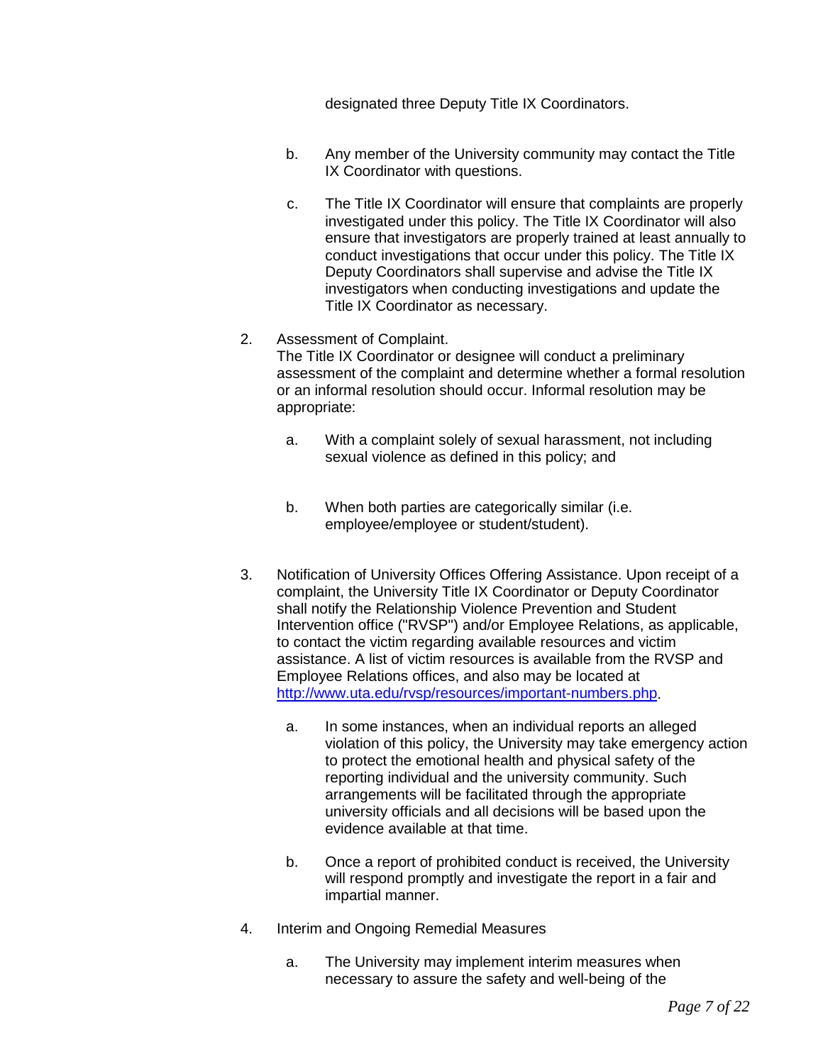designated three Deputy Title IX Coordinators.

b. Any member of the University community may contact the Title IX Coordinator with questions.

c. The Title IX Coordinator will ensure that complaints are properly investigated under this policy. The Title IX Coordinator will also ensure that investigators are properly trained at least annually to conduct investigations that occur under this policy. The Title IX Deputy Coordinators shall supervise and advise the Title IX investigators when conducting investigations and update the Title IX Coordinator as necessary.

2. Assessment of Complaint.
The Title IX Coordinator or designee will conduct a preliminary assessment of the complaint and determine whether a formal resolution or an informal resolution should occur. Informal resolution may be appropriate:

   a. With a complaint solely of sexual harassment, not including sexual violence as defined in this policy; and

   b. When both parties are categorically similar (i.e. employee/employee or student/student).

3. Notification of University Offices Offering Assistance. Upon receipt of a complaint, the University Title IX Coordinator or Deputy Coordinator shall notify the Relationship Violence Prevention and Student Intervention office ("RVSP") and/or Employee Relations, as applicable, to contact the victim regarding available resources and victim assistance. A list of victim resources is available from the RVSP and Employee Relations offices, and also may be located at [http://www.uta.edu/rvsp/resources/important-numbers.php](http://www.uta.edu/rvsp/resources/important-numbers.php).

   a. In some instances, when an individual reports an alleged violation of this policy, the University may take emergency action to protect the emotional health and physical safety of the reporting individual and the university community. Such arrangements will be facilitated through the appropriate university officials and all decisions will be based upon the evidence available at that time.

   b. Once a report of prohibited conduct is received, the University will respond promptly and investigate the report in a fair and impartial manner.

4. Interim and Ongoing Remedial Measures

   a. The University may implement interim measures when necessary to assure the safety and well-being of the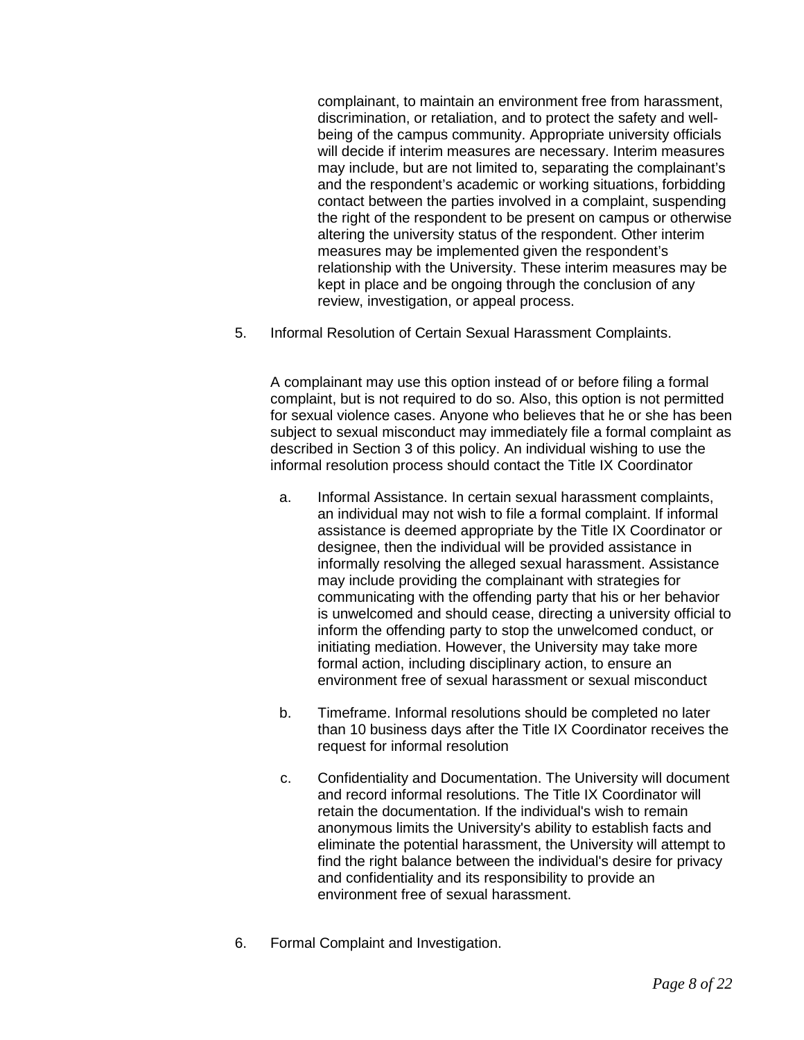complainant, to maintain an environment free from harassment, discrimination, or retaliation, and to protect the safety and well-being of the campus community. Appropriate university officials will decide if interim measures are necessary. Interim measures may include, but are not limited to, separating the complainant's and the respondent's academic or working situations, forbidding contact between the parties involved in a complaint, suspending the right of the respondent to be present on campus or otherwise altering the university status of the respondent. Other interim measures may be implemented given the respondent's relationship with the University. These interim measures may be kept in place and be ongoing through the conclusion of any review, investigation, or appeal process.

5. Informal Resolution of Certain Sexual Harassment Complaints.

   A complainant may use this option instead of or before filing a formal complaint, but is not required to do so. Also, this option is not permitted for sexual violence cases. Anyone who believes that he or she has been subject to sexual misconduct may immediately file a formal complaint as described in Section 3 of this policy. An individual wishing to use the informal resolution process should contact the Title IX Coordinator

   a. Informal Assistance. In certain sexual harassment complaints, an individual may not wish to file a formal complaint. If informal assistance is deemed appropriate by the Title IX Coordinator or designee, then the individual will be provided assistance in informally resolving the alleged sexual harassment. Assistance may include providing the complainant with strategies for communicating with the offending party that his or her behavior is unwelcomed and should cease, directing a university official to inform the offending party to stop the unwelcomed conduct, or initiating mediation. However, the University may take more formal action, including disciplinary action, to ensure an environment free of sexual harassment or sexual misconduct

   b. Timeframe. Informal resolutions should be completed no later than 10 business days after the Title IX Coordinator receives the request for informal resolution

   c. Confidentiality and Documentation. The University will document and record informal resolutions. The Title IX Coordinator will retain the documentation. If the individual's wish to remain anonymous limits the University's ability to establish facts and eliminate the potential harassment, the University will attempt to find the right balance between the individual's desire for privacy and confidentiality and its responsibility to provide an environment free of sexual harassment.

6. Formal Complaint and Investigation.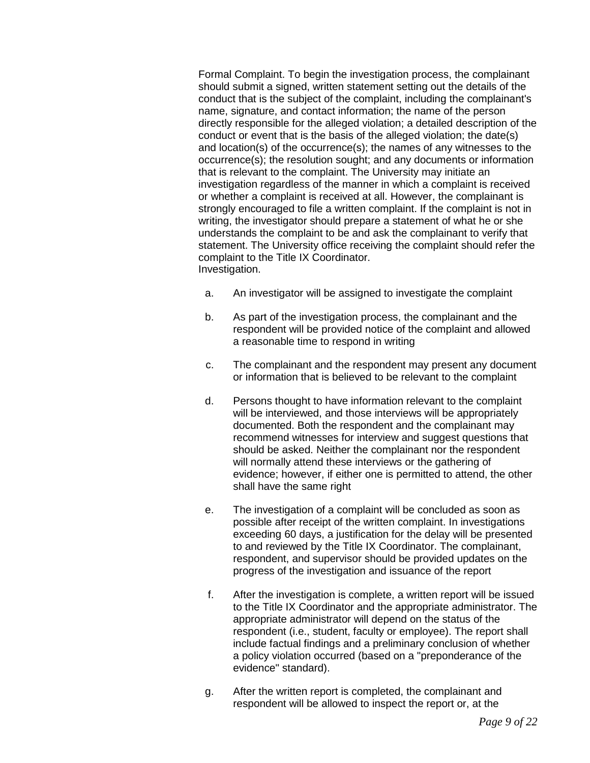Formal Complaint. To begin the investigation process, the complainant should submit a signed, written statement setting out the details of the conduct that is the subject of the complaint, including the complainant's name, signature, and contact information; the name of the person directly responsible for the alleged violation; a detailed description of the conduct or event that is the basis of the alleged violation; the date(s) and location(s) of the occurrence(s); the names of any witnesses to the occurrence(s); the resolution sought; and any documents or information that is relevant to the complaint. The University may initiate an investigation regardless of the manner in which a complaint is received or whether a complaint is received at all. However, the complainant is strongly encouraged to file a written complaint. If the complaint is not in writing, the investigator should prepare a statement of what he or she understands the complaint to be and ask the complainant to verify that statement. The University office receiving the complaint should refer the complaint to the Title IX Coordinator.
Investigation.

a. An investigator will be assigned to investigate the complaint

b. As part of the investigation process, the complainant and the respondent will be provided notice of the complaint and allowed a reasonable time to respond in writing

c. The complainant and the respondent may present any document or information that is believed to be relevant to the complaint

d. Persons thought to have information relevant to the complaint will be interviewed, and those interviews will be appropriately documented. Both the respondent and the complainant may recommend witnesses for interview and suggest questions that should be asked. Neither the complainant nor the respondent will normally attend these interviews or the gathering of evidence; however, if either one is permitted to attend, the other shall have the same right

e. The investigation of a complaint will be concluded as soon as possible after receipt of the written complaint. In investigations exceeding 60 days, a justification for the delay will be presented to and reviewed by the Title IX Coordinator. The complainant, respondent, and supervisor should be provided updates on the progress of the investigation and issuance of the report

f. After the investigation is complete, a written report will be issued to the Title IX Coordinator and the appropriate administrator. The appropriate administrator will depend on the status of the respondent (i.e., student, faculty or employee). The report shall include factual findings and a preliminary conclusion of whether a policy violation occurred (based on a "preponderance of the evidence" standard).

g. After the written report is completed, the complainant and respondent will be allowed to inspect the report or, at the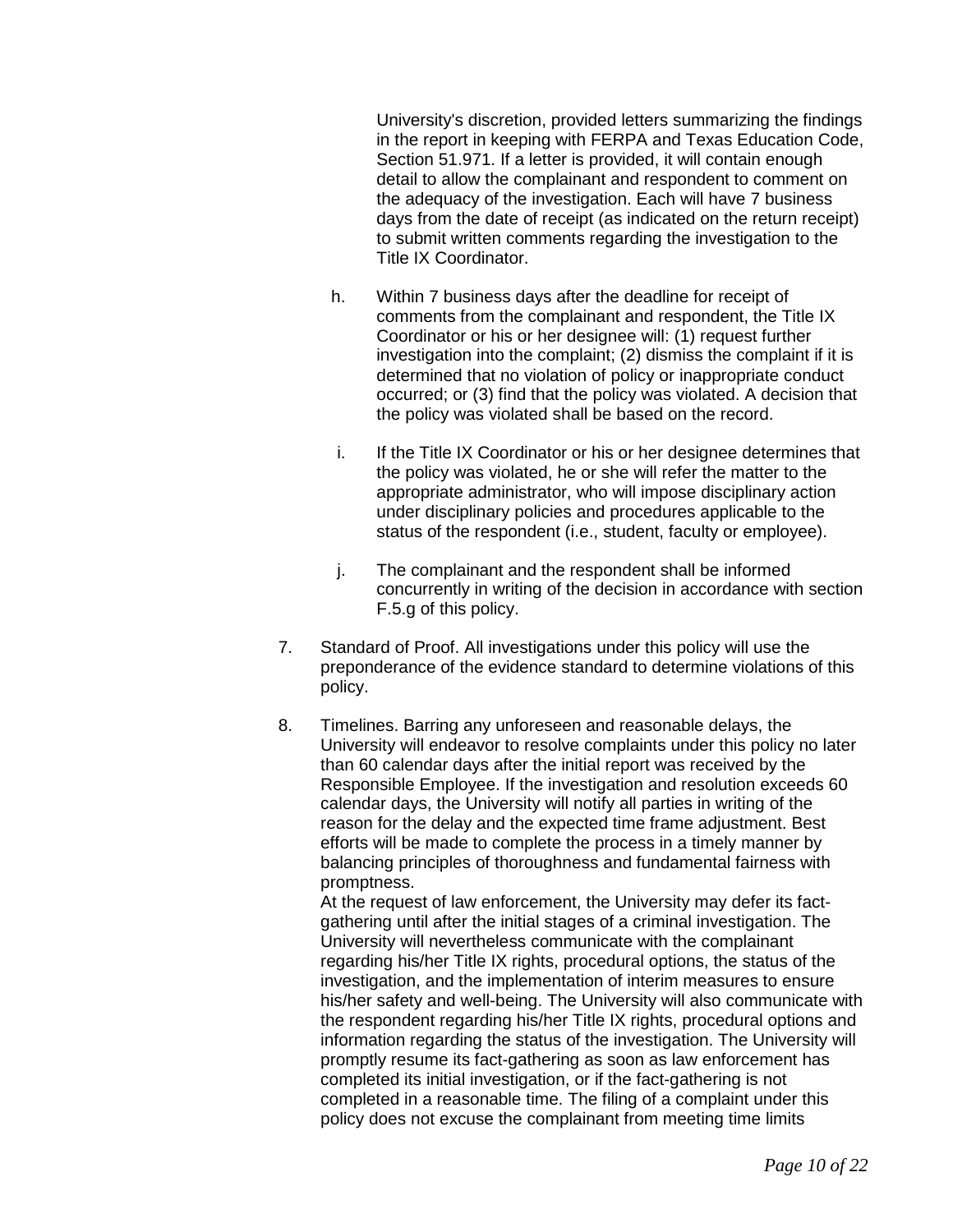University's discretion, provided letters summarizing the findings in the report in keeping with FERPA and Texas Education Code, Section 51.971. If a letter is provided, it will contain enough detail to allow the complainant and respondent to comment on the adequacy of the investigation. Each will have 7 business days from the date of receipt (as indicated on the return receipt) to submit written comments regarding the investigation to the Title IX Coordinator.

h. Within 7 business days after the deadline for receipt of comments from the complainant and respondent, the Title IX Coordinator or his or her designee will: (1) request further investigation into the complaint; (2) dismiss the complaint if it is determined that no violation of policy or inappropriate conduct occurred; or (3) find that the policy was violated. A decision that the policy was violated shall be based on the record.

i. If the Title IX Coordinator or his or her designee determines that the policy was violated, he or she will refer the matter to the appropriate administrator, who will impose disciplinary action under disciplinary policies and procedures applicable to the status of the respondent (i.e., student, faculty or employee).

j. The complainant and the respondent shall be informed concurrently in writing of the decision in accordance with section F.5.g of this policy.

7. Standard of Proof. All investigations under this policy will use the preponderance of the evidence standard to determine violations of this policy.

8. Timelines. Barring any unforeseen and reasonable delays, the University will endeavor to resolve complaints under this policy no later than 60 calendar days after the initial report was received by the Responsible Employee. If the investigation and resolution exceeds 60 calendar days, the University will notify all parties in writing of the reason for the delay and the expected time frame adjustment. Best efforts will be made to complete the process in a timely manner by balancing principles of thoroughness and fundamental fairness with promptness.
At the request of law enforcement, the University may defer its fact-gathering until after the initial stages of a criminal investigation. The University will nevertheless communicate with the complainant regarding his/her Title IX rights, procedural options, the status of the investigation, and the implementation of interim measures to ensure his/her safety and well-being. The University will also communicate with the respondent regarding his/her Title IX rights, procedural options and information regarding the status of the investigation. The University will promptly resume its fact-gathering as soon as law enforcement has completed its initial investigation, or if the fact-gathering is not completed in a reasonable time. The filing of a complaint under this policy does not excuse the complainant from meeting time limits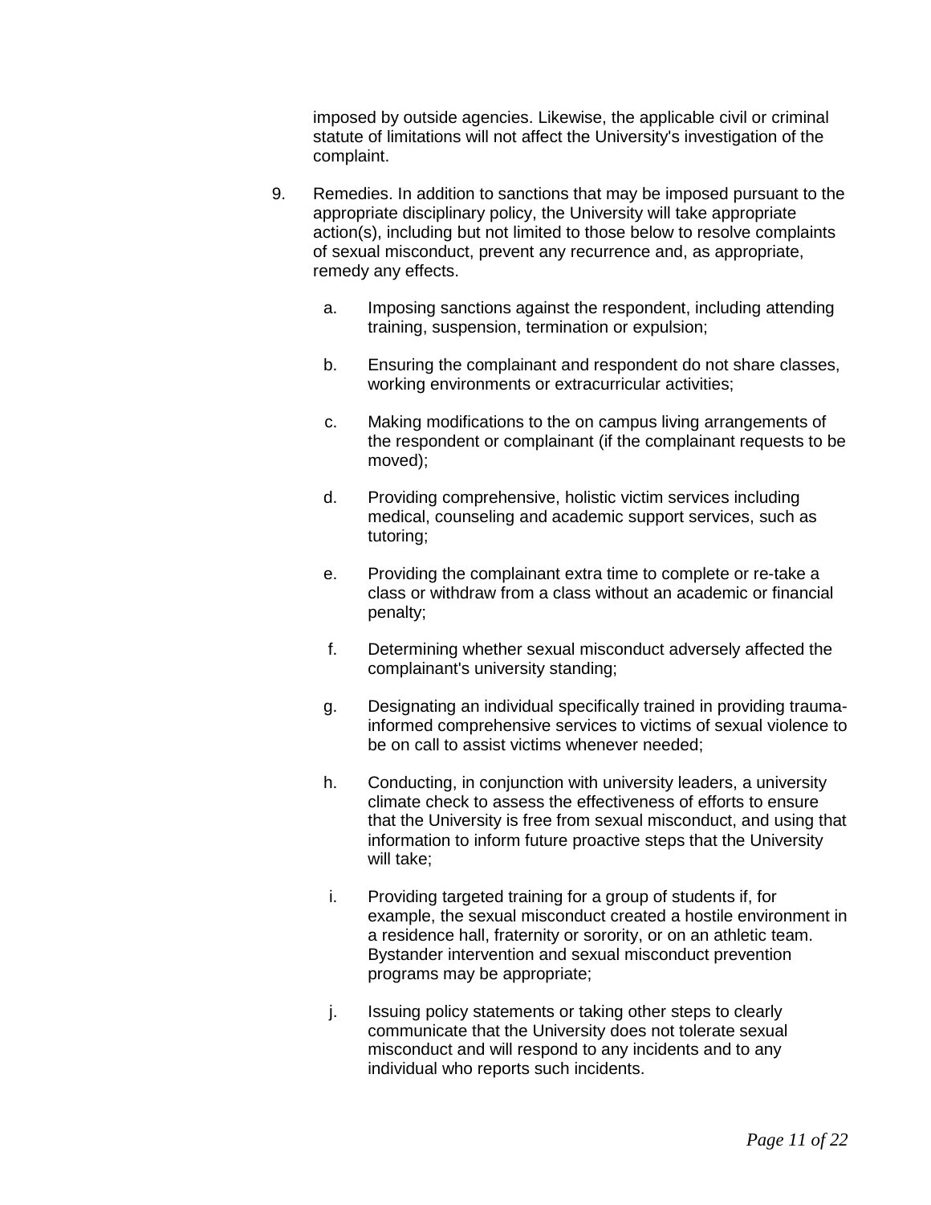imposed by outside agencies. Likewise, the applicable civil or criminal statute of limitations will not affect the University's investigation of the complaint.

9. Remedies. In addition to sanctions that may be imposed pursuant to the appropriate disciplinary policy, the University will take appropriate action(s), including but not limited to those below to resolve complaints of sexual misconduct, prevent any recurrence and, as appropriate, remedy any effects.

   a. Imposing sanctions against the respondent, including attending training, suspension, termination or expulsion;

   b. Ensuring the complainant and respondent do not share classes, working environments or extracurricular activities;

   c. Making modifications to the on campus living arrangements of the respondent or complainant (if the complainant requests to be moved);

   d. Providing comprehensive, holistic victim services including medical, counseling and academic support services, such as tutoring;

   e. Providing the complainant extra time to complete or re-take a class or withdraw from a class without an academic or financial penalty;

   f. Determining whether sexual misconduct adversely affected the complainant's university standing;

   g. Designating an individual specifically trained in providing trauma-informed comprehensive services to victims of sexual violence to be on call to assist victims whenever needed;

   h. Conducting, in conjunction with university leaders, a university climate check to assess the effectiveness of efforts to ensure that the University is free from sexual misconduct, and using that information to inform future proactive steps that the University will take;

   i. Providing targeted training for a group of students if, for example, the sexual misconduct created a hostile environment in a residence hall, fraternity or sorority, or on an athletic team. Bystander intervention and sexual misconduct prevention programs may be appropriate;

   j. Issuing policy statements or taking other steps to clearly communicate that the University does not tolerate sexual misconduct and will respond to any incidents and to any individual who reports such incidents.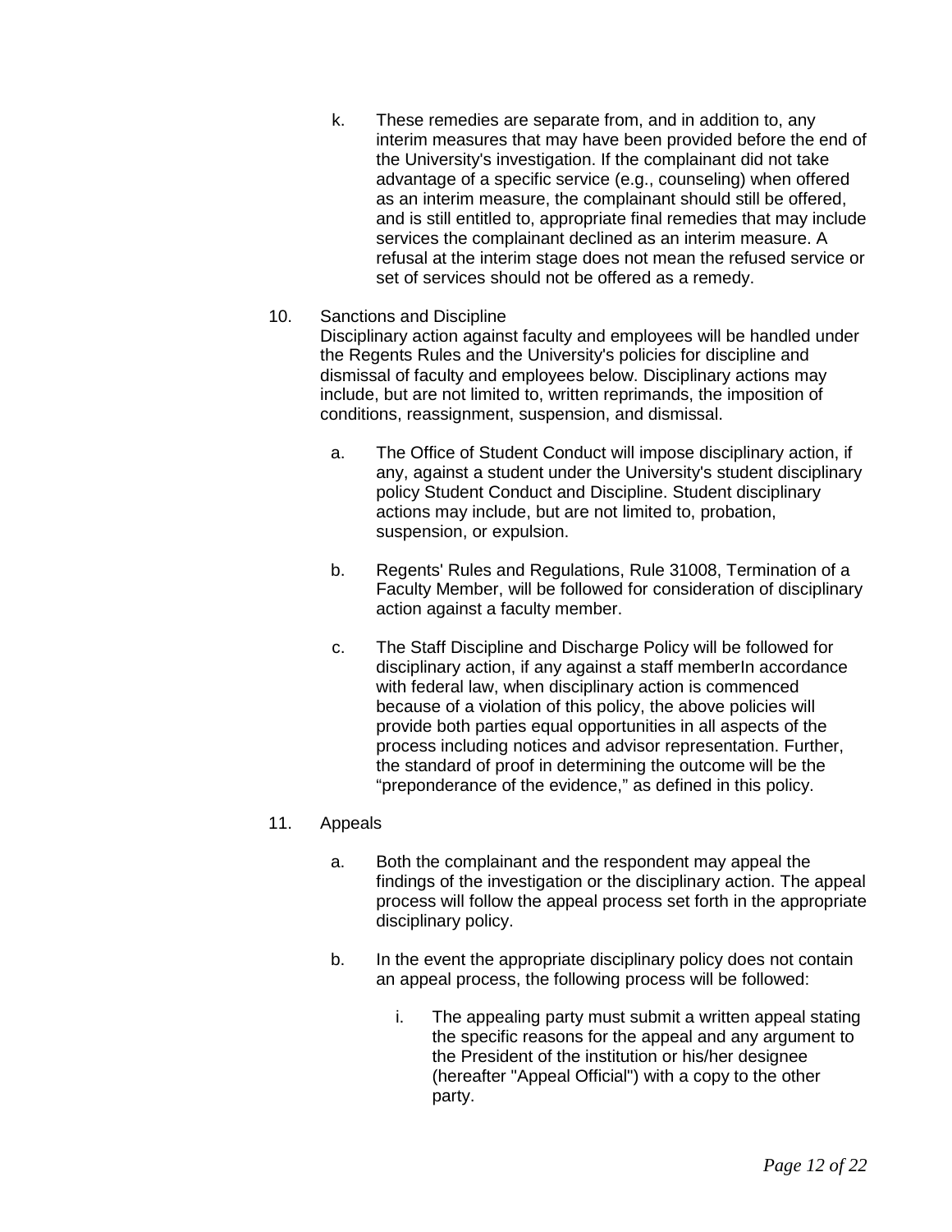k. These remedies are separate from, and in addition to, any interim measures that may have been provided before the end of the University's investigation. If the complainant did not take advantage of a specific service (e.g., counseling) when offered as an interim measure, the complainant should still be offered, and is still entitled to, appropriate final remedies that may include services the complainant declined as an interim measure. A refusal at the interim stage does not mean the refused service or set of services should not be offered as a remedy.

10. Sanctions and Discipline

    Disciplinary action against faculty and employees will be handled under the Regents Rules and the University's policies for discipline and dismissal of faculty and employees below. Disciplinary actions may include, but are not limited to, written reprimands, the imposition of conditions, reassignment, suspension, and dismissal.

    a. The Office of Student Conduct will impose disciplinary action, if any, against a student under the University's student disciplinary policy Student Conduct and Discipline. Student disciplinary actions may include, but are not limited to, probation, suspension, or expulsion.

    b. Regents' Rules and Regulations, Rule 31008, Termination of a Faculty Member, will be followed for consideration of disciplinary action against a faculty member.

    c. The Staff Discipline and Discharge Policy will be followed for disciplinary action, if any against a staff memberIn accordance with federal law, when disciplinary action is commenced because of a violation of this policy, the above policies will provide both parties equal opportunities in all aspects of the process including notices and advisor representation. Further, the standard of proof in determining the outcome will be the "preponderance of the evidence," as defined in this policy.

11. Appeals

    a. Both the complainant and the respondent may appeal the findings of the investigation or the disciplinary action. The appeal process will follow the appeal process set forth in the appropriate disciplinary policy.

    b. In the event the appropriate disciplinary policy does not contain an appeal process, the following process will be followed:

        i. The appealing party must submit a written appeal stating the specific reasons for the appeal and any argument to the President of the institution or his/her designee (hereafter "Appeal Official") with a copy to the other party.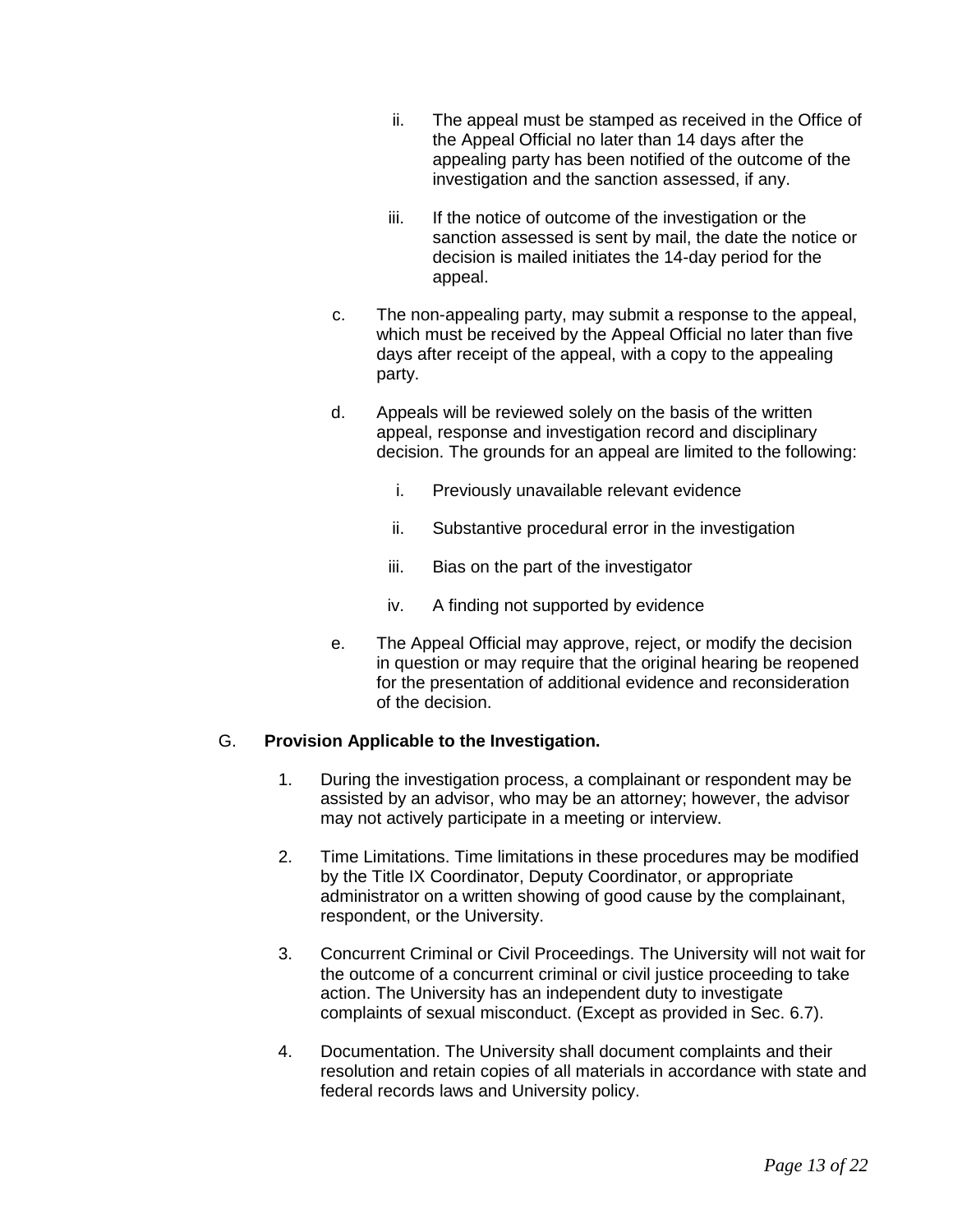ii. The appeal must be stamped as received in the Office of the Appeal Official no later than 14 days after the appealing party has been notified of the outcome of the investigation and the sanction assessed, if any.

   iii. If the notice of outcome of the investigation or the sanction assessed is sent by mail, the date the notice or decision is mailed initiates the 14-day period for the appeal.

c. The non-appealing party, may submit a response to the appeal, which must be received by the Appeal Official no later than five days after receipt of the appeal, with a copy to the appealing party.

d. Appeals will be reviewed solely on the basis of the written appeal, response and investigation record and disciplinary decision. The grounds for an appeal are limited to the following:

   i. Previously unavailable relevant evidence

   ii. Substantive procedural error in the investigation

   iii. Bias on the part of the investigator

   iv. A finding not supported by evidence

e. The Appeal Official may approve, reject, or modify the decision in question or may require that the original hearing be reopened for the presentation of additional evidence and reconsideration of the decision.

G. **Provision Applicable to the Investigation.**

1. During the investigation process, a complainant or respondent may be assisted by an advisor, who may be an attorney; however, the advisor may not actively participate in a meeting or interview.

2. Time Limitations. Time limitations in these procedures may be modified by the Title IX Coordinator, Deputy Coordinator, or appropriate administrator on a written showing of good cause by the complainant, respondent, or the University.

3. Concurrent Criminal or Civil Proceedings. The University will not wait for the outcome of a concurrent criminal or civil justice proceeding to take action. The University has an independent duty to investigate complaints of sexual misconduct. (Except as provided in Sec. 6.7).

4. Documentation. The University shall document complaints and their resolution and retain copies of all materials in accordance with state and federal records laws and University policy.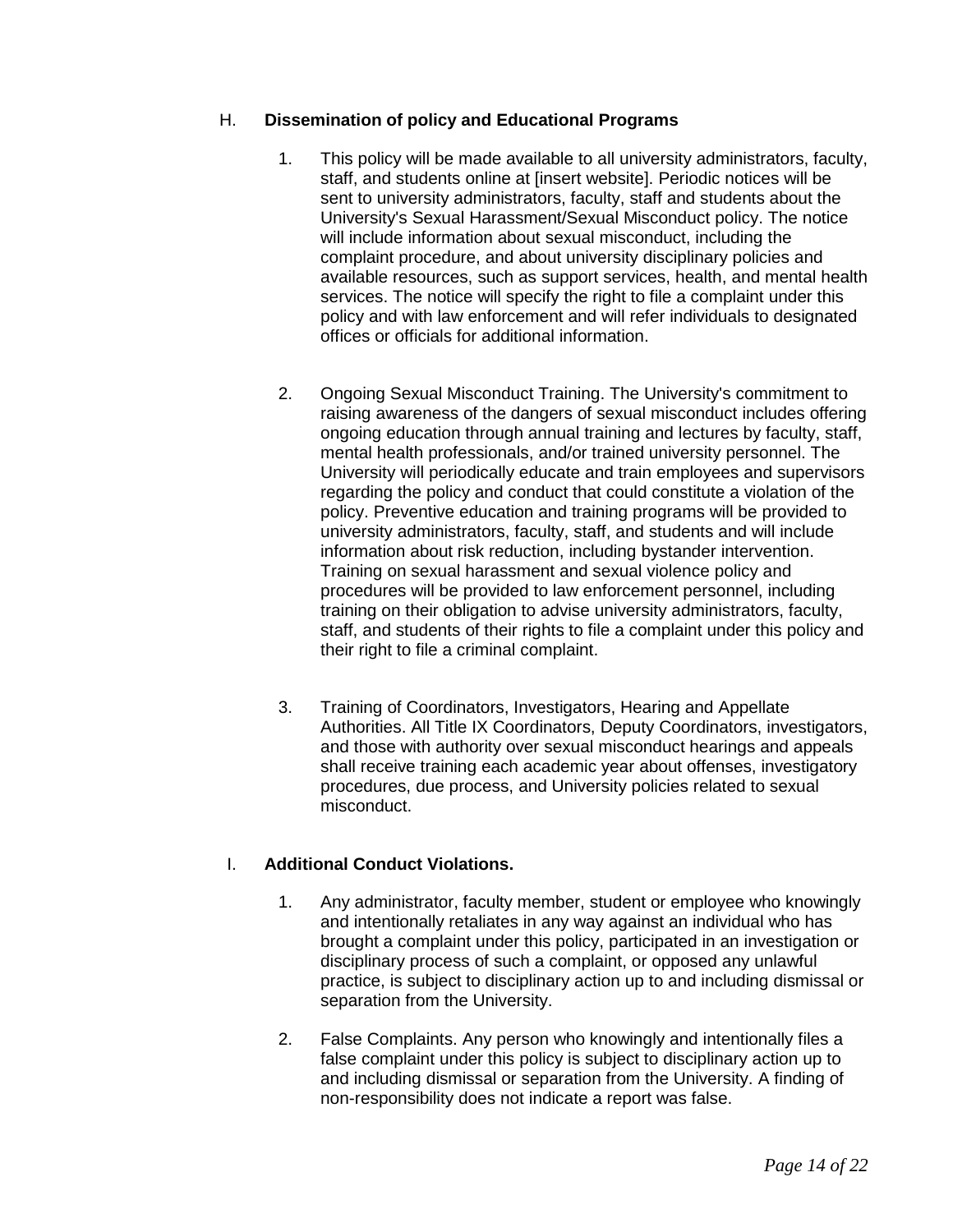## H. Dissemination of policy and Educational Programs

1. This policy will be made available to all university administrators, faculty, staff, and students online at [insert website]. Periodic notices will be sent to university administrators, faculty, staff and students about the University's Sexual Harassment/Sexual Misconduct policy. The notice will include information about sexual misconduct, including the complaint procedure, and about university disciplinary policies and available resources, such as support services, health, and mental health services. The notice will specify the right to file a complaint under this policy and with law enforcement and will refer individuals to designated offices or officials for additional information.

2. Ongoing Sexual Misconduct Training. The University's commitment to raising awareness of the dangers of sexual misconduct includes offering ongoing education through annual training and lectures by faculty, staff, mental health professionals, and/or trained university personnel. The University will periodically educate and train employees and supervisors regarding the policy and conduct that could constitute a violation of the policy. Preventive education and training programs will be provided to university administrators, faculty, staff, and students and will include information about risk reduction, including bystander intervention. Training on sexual harassment and sexual violence policy and procedures will be provided to law enforcement personnel, including training on their obligation to advise university administrators, faculty, staff, and students of their rights to file a complaint under this policy and their right to file a criminal complaint.

3. Training of Coordinators, Investigators, Hearing and Appellate Authorities. All Title IX Coordinators, Deputy Coordinators, investigators, and those with authority over sexual misconduct hearings and appeals shall receive training each academic year about offenses, investigatory procedures, due process, and University policies related to sexual misconduct.

## I. Additional Conduct Violations.

1. Any administrator, faculty member, student or employee who knowingly and intentionally retaliates in any way against an individual who has brought a complaint under this policy, participated in an investigation or disciplinary process of such a complaint, or opposed any unlawful practice, is subject to disciplinary action up to and including dismissal or separation from the University.

2. False Complaints. Any person who knowingly and intentionally files a false complaint under this policy is subject to disciplinary action up to and including dismissal or separation from the University. A finding of non-responsibility does not indicate a report was false.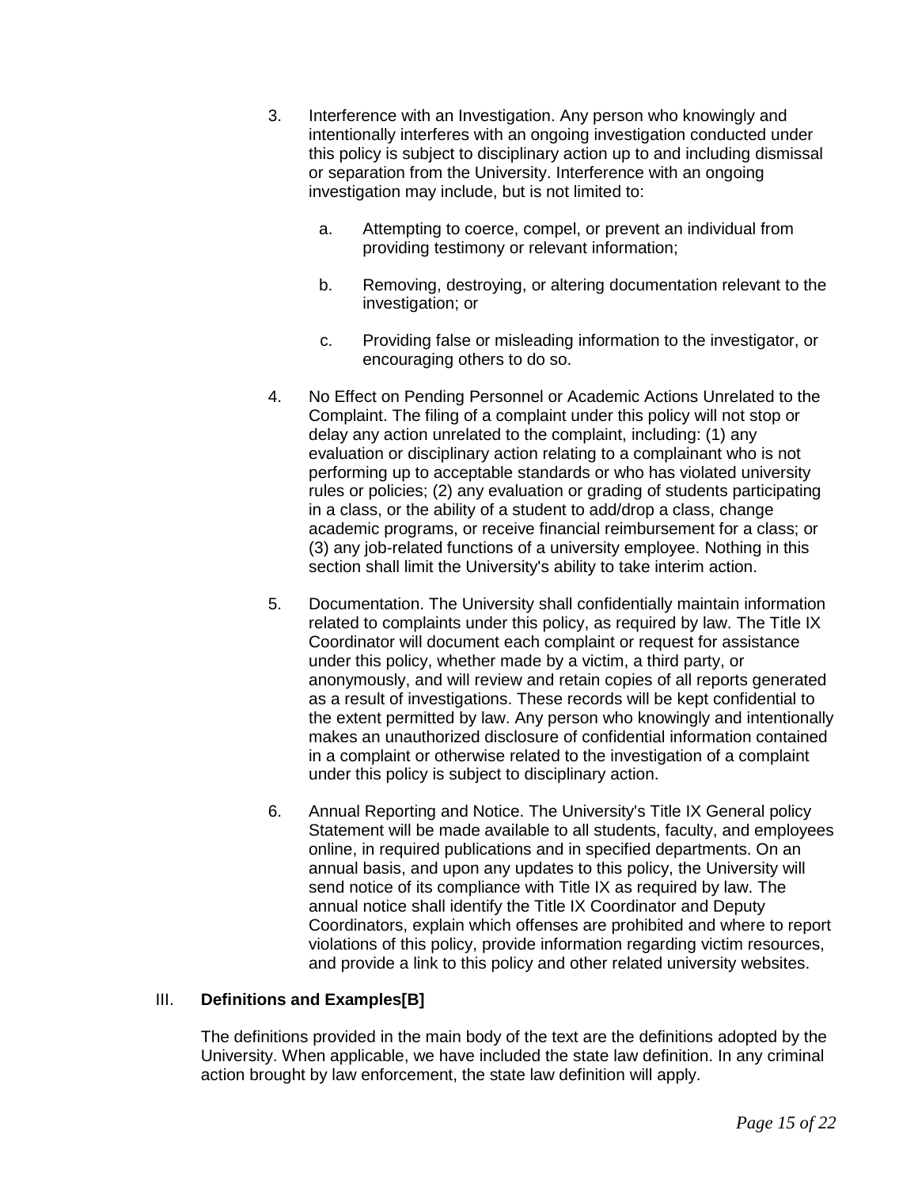3. Interference with an Investigation. Any person who knowingly and intentionally interferes with an ongoing investigation conducted under this policy is subject to disciplinary action up to and including dismissal or separation from the University. Interference with an ongoing investigation may include, but is not limited to:

   a. Attempting to coerce, compel, or prevent an individual from providing testimony or relevant information;

   b. Removing, destroying, or altering documentation relevant to the investigation; or

   c. Providing false or misleading information to the investigator, or encouraging others to do so.

4. No Effect on Pending Personnel or Academic Actions Unrelated to the Complaint. The filing of a complaint under this policy will not stop or delay any action unrelated to the complaint, including: (1) any evaluation or disciplinary action relating to a complainant who is not performing up to acceptable standards or who has violated university rules or policies; (2) any evaluation or grading of students participating in a class, or the ability of a student to add/drop a class, change academic programs, or receive financial reimbursement for a class; or (3) any job-related functions of a university employee. Nothing in this section shall limit the University's ability to take interim action.

5. Documentation. The University shall confidentially maintain information related to complaints under this policy, as required by law. The Title IX Coordinator will document each complaint or request for assistance under this policy, whether made by a victim, a third party, or anonymously, and will review and retain copies of all reports generated as a result of investigations. These records will be kept confidential to the extent permitted by law. Any person who knowingly and intentionally makes an unauthorized disclosure of confidential information contained in a complaint or otherwise related to the investigation of a complaint under this policy is subject to disciplinary action.

6. Annual Reporting and Notice. The University's Title IX General policy Statement will be made available to all students, faculty, and employees online, in required publications and in specified departments. On an annual basis, and upon any updates to this policy, the University will send notice of its compliance with Title IX as required by law. The annual notice shall identify the Title IX Coordinator and Deputy Coordinators, explain which offenses are prohibited and where to report violations of this policy, provide information regarding victim resources, and provide a link to this policy and other related university websites.

## III. **Definitions and Examples[B]**

The definitions provided in the main body of the text are the definitions adopted by the University. When applicable, we have included the state law definition. In any criminal action brought by law enforcement, the state law definition will apply.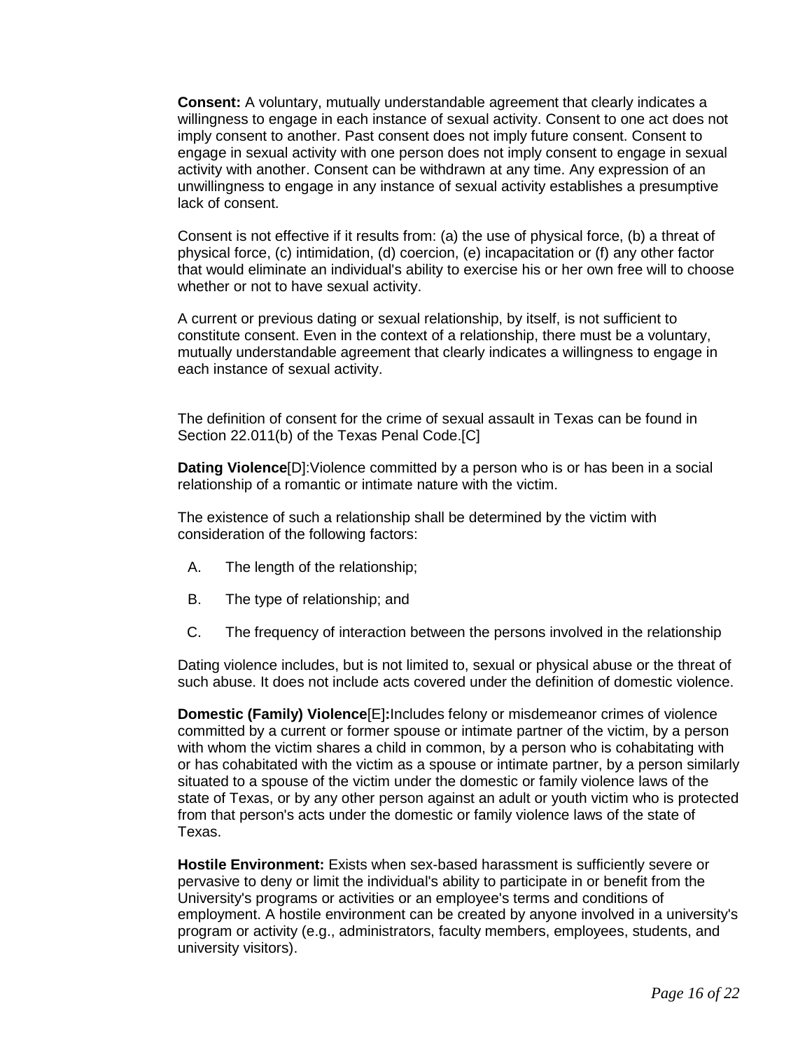**Consent:** A voluntary, mutually understandable agreement that clearly indicates a willingness to engage in each instance of sexual activity. Consent to one act does not imply consent to another. Past consent does not imply future consent. Consent to engage in sexual activity with one person does not imply consent to engage in sexual activity with another. Consent can be withdrawn at any time. Any expression of an unwillingness to engage in any instance of sexual activity establishes a presumptive lack of consent.

Consent is not effective if it results from: (a) the use of physical force, (b) a threat of physical force, (c) intimidation, (d) coercion, (e) incapacitation or (f) any other factor that would eliminate an individual's ability to exercise his or her own free will to choose whether or not to have sexual activity.

A current or previous dating or sexual relationship, by itself, is not sufficient to constitute consent. Even in the context of a relationship, there must be a voluntary, mutually understandable agreement that clearly indicates a willingness to engage in each instance of sexual activity.

The definition of consent for the crime of sexual assault in Texas can be found in Section 22.011(b) of the Texas Penal Code.[C]

**Dating Violence**[D]:Violence committed by a person who is or has been in a social relationship of a romantic or intimate nature with the victim.

The existence of such a relationship shall be determined by the victim with consideration of the following factors:

A. The length of the relationship;

B. The type of relationship; and

C. The frequency of interaction between the persons involved in the relationship

Dating violence includes, but is not limited to, sexual or physical abuse or the threat of such abuse. It does not include acts covered under the definition of domestic violence.

**Domestic (Family) Violence**[E]**:**Includes felony or misdemeanor crimes of violence committed by a current or former spouse or intimate partner of the victim, by a person with whom the victim shares a child in common, by a person who is cohabitating with or has cohabitated with the victim as a spouse or intimate partner, by a person similarly situated to a spouse of the victim under the domestic or family violence laws of the state of Texas, or by any other person against an adult or youth victim who is protected from that person's acts under the domestic or family violence laws of the state of Texas.

**Hostile Environment:** Exists when sex-based harassment is sufficiently severe or pervasive to deny or limit the individual's ability to participate in or benefit from the University's programs or activities or an employee's terms and conditions of employment. A hostile environment can be created by anyone involved in a university's program or activity (e.g., administrators, faculty members, employees, students, and university visitors).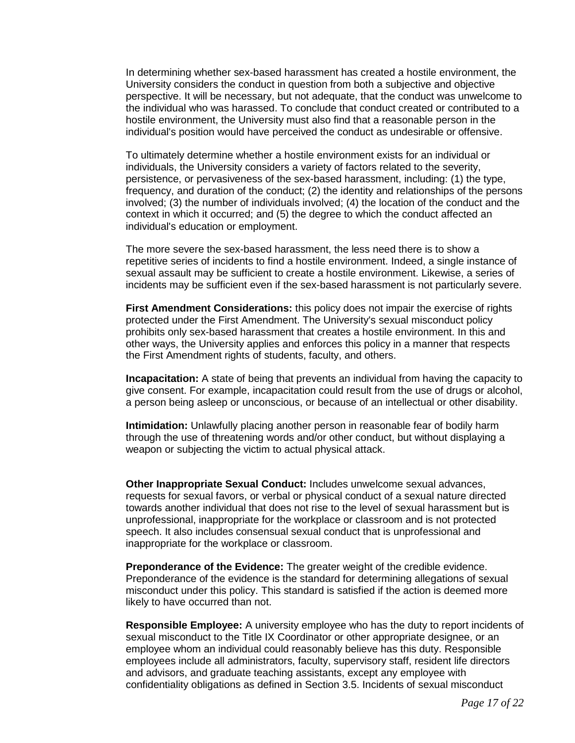In determining whether sex-based harassment has created a hostile environment, the University considers the conduct in question from both a subjective and objective perspective. It will be necessary, but not adequate, that the conduct was unwelcome to the individual who was harassed. To conclude that conduct created or contributed to a hostile environment, the University must also find that a reasonable person in the individual's position would have perceived the conduct as undesirable or offensive.

To ultimately determine whether a hostile environment exists for an individual or individuals, the University considers a variety of factors related to the severity, persistence, or pervasiveness of the sex-based harassment, including: (1) the type, frequency, and duration of the conduct; (2) the identity and relationships of the persons involved; (3) the number of individuals involved; (4) the location of the conduct and the context in which it occurred; and (5) the degree to which the conduct affected an individual's education or employment.

The more severe the sex-based harassment, the less need there is to show a repetitive series of incidents to find a hostile environment. Indeed, a single instance of sexual assault may be sufficient to create a hostile environment. Likewise, a series of incidents may be sufficient even if the sex-based harassment is not particularly severe.

**First Amendment Considerations:** this policy does not impair the exercise of rights protected under the First Amendment. The University's sexual misconduct policy prohibits only sex-based harassment that creates a hostile environment. In this and other ways, the University applies and enforces this policy in a manner that respects the First Amendment rights of students, faculty, and others.

**Incapacitation:** A state of being that prevents an individual from having the capacity to give consent. For example, incapacitation could result from the use of drugs or alcohol, a person being asleep or unconscious, or because of an intellectual or other disability.

**Intimidation:** Unlawfully placing another person in reasonable fear of bodily harm through the use of threatening words and/or other conduct, but without displaying a weapon or subjecting the victim to actual physical attack.

**Other Inappropriate Sexual Conduct:** Includes unwelcome sexual advances, requests for sexual favors, or verbal or physical conduct of a sexual nature directed towards another individual that does not rise to the level of sexual harassment but is unprofessional, inappropriate for the workplace or classroom and is not protected speech. It also includes consensual sexual conduct that is unprofessional and inappropriate for the workplace or classroom.

**Preponderance of the Evidence:** The greater weight of the credible evidence. Preponderance of the evidence is the standard for determining allegations of sexual misconduct under this policy. This standard is satisfied if the action is deemed more likely to have occurred than not.

**Responsible Employee:** A university employee who has the duty to report incidents of sexual misconduct to the Title IX Coordinator or other appropriate designee, or an employee whom an individual could reasonably believe has this duty. Responsible employees include all administrators, faculty, supervisory staff, resident life directors and advisors, and graduate teaching assistants, except any employee with confidentiality obligations as defined in Section 3.5. Incidents of sexual misconduct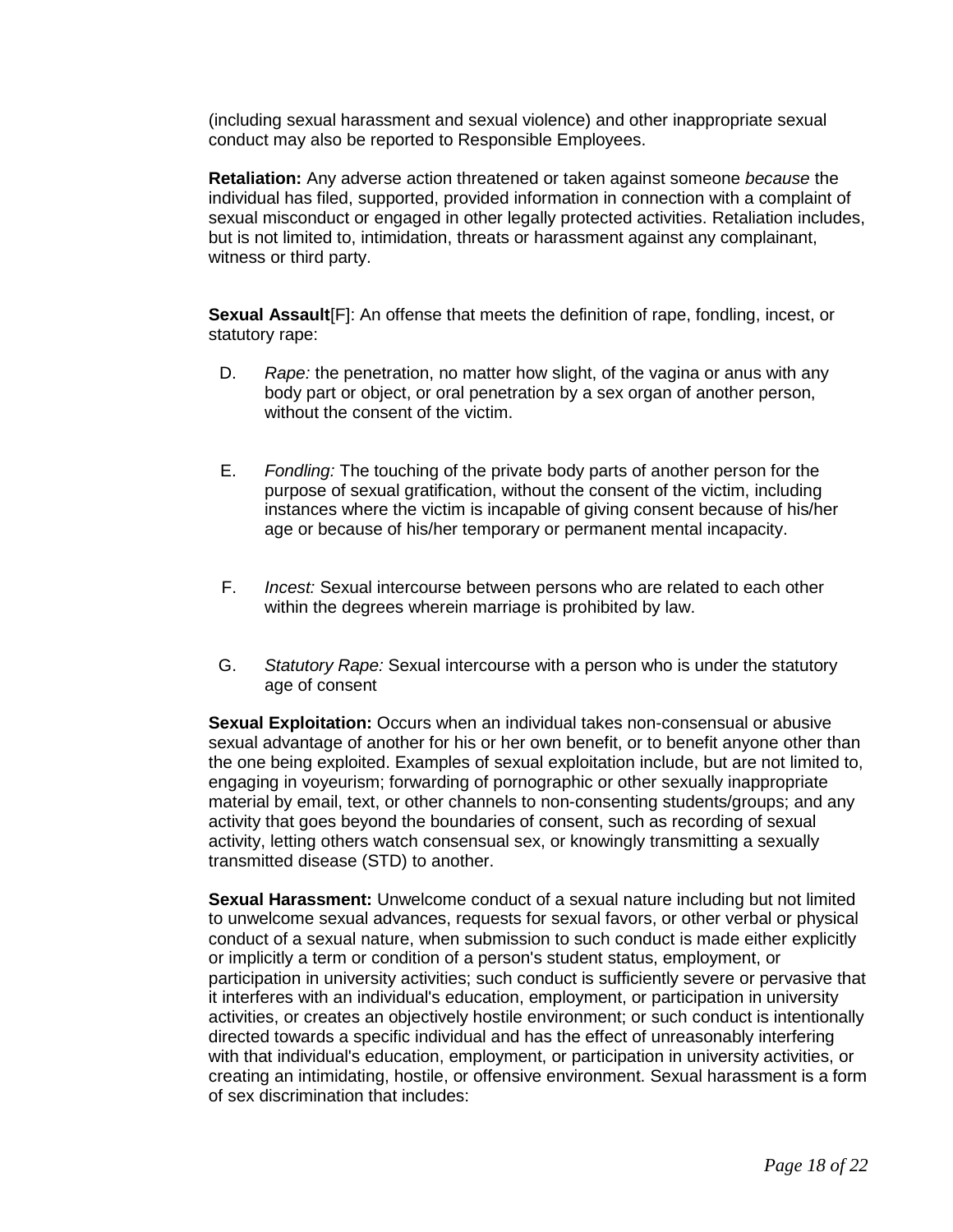(including sexual harassment and sexual violence) and other inappropriate sexual conduct may also be reported to Responsible Employees.

**Retaliation:** Any adverse action threatened or taken against someone *because* the individual has filed, supported, provided information in connection with a complaint of sexual misconduct or engaged in other legally protected activities. Retaliation includes, but is not limited to, intimidation, threats or harassment against any complainant, witness or third party.

**Sexual Assault**[F]: An offense that meets the definition of rape, fondling, incest, or statutory rape:

D. *Rape:* the penetration, no matter how slight, of the vagina or anus with any body part or object, or oral penetration by a sex organ of another person, without the consent of the victim.

E. *Fondling:* The touching of the private body parts of another person for the purpose of sexual gratification, without the consent of the victim, including instances where the victim is incapable of giving consent because of his/her age or because of his/her temporary or permanent mental incapacity.

F. *Incest:* Sexual intercourse between persons who are related to each other within the degrees wherein marriage is prohibited by law.

G. *Statutory Rape:* Sexual intercourse with a person who is under the statutory age of consent

**Sexual Exploitation:** Occurs when an individual takes non-consensual or abusive sexual advantage of another for his or her own benefit, or to benefit anyone other than the one being exploited. Examples of sexual exploitation include, but are not limited to, engaging in voyeurism; forwarding of pornographic or other sexually inappropriate material by email, text, or other channels to non-consenting students/groups; and any activity that goes beyond the boundaries of consent, such as recording of sexual activity, letting others watch consensual sex, or knowingly transmitting a sexually transmitted disease (STD) to another.

**Sexual Harassment:** Unwelcome conduct of a sexual nature including but not limited to unwelcome sexual advances, requests for sexual favors, or other verbal or physical conduct of a sexual nature, when submission to such conduct is made either explicitly or implicitly a term or condition of a person's student status, employment, or participation in university activities; such conduct is sufficiently severe or pervasive that it interferes with an individual's education, employment, or participation in university activities, or creates an objectively hostile environment; or such conduct is intentionally directed towards a specific individual and has the effect of unreasonably interfering with that individual's education, employment, or participation in university activities, or creating an intimidating, hostile, or offensive environment. Sexual harassment is a form of sex discrimination that includes: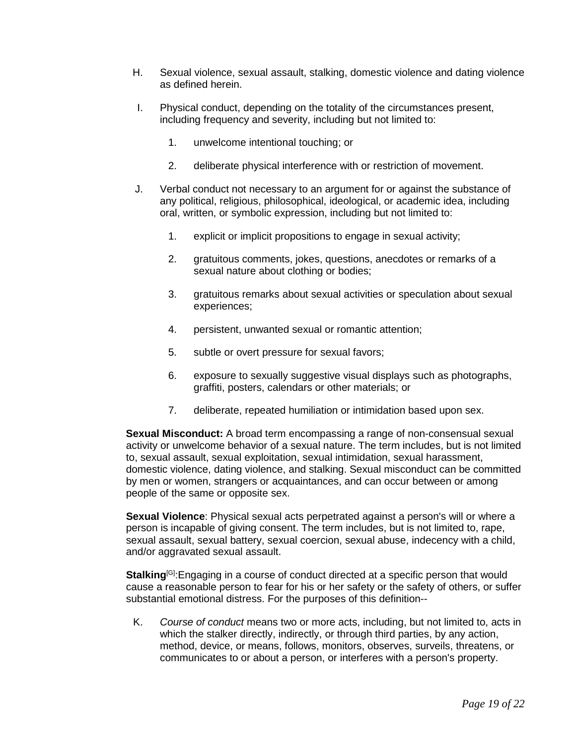H. Sexual violence, sexual assault, stalking, domestic violence and dating violence as defined herein.

I. Physical conduct, depending on the totality of the circumstances present, including frequency and severity, including but not limited to:

   1. unwelcome intentional touching; or

   2. deliberate physical interference with or restriction of movement.

J. Verbal conduct not necessary to an argument for or against the substance of any political, religious, philosophical, ideological, or academic idea, including oral, written, or symbolic expression, including but not limited to:

   1. explicit or implicit propositions to engage in sexual activity;

   2. gratuitous comments, jokes, questions, anecdotes or remarks of a sexual nature about clothing or bodies;

   3. gratuitous remarks about sexual activities or speculation about sexual experiences;

   4. persistent, unwanted sexual or romantic attention;

   5. subtle or overt pressure for sexual favors;

   6. exposure to sexually suggestive visual displays such as photographs, graffiti, posters, calendars or other materials; or

   7. deliberate, repeated humiliation or intimidation based upon sex.

**Sexual Misconduct:** A broad term encompassing a range of non-consensual sexual activity or unwelcome behavior of a sexual nature. The term includes, but is not limited to, sexual assault, sexual exploitation, sexual intimidation, sexual harassment, domestic violence, dating violence, and stalking. Sexual misconduct can be committed by men or women, strangers or acquaintances, and can occur between or among people of the same or opposite sex.

**Sexual Violence**: Physical sexual acts perpetrated against a person's will or where a person is incapable of giving consent. The term includes, but is not limited to, rape, sexual assault, sexual battery, sexual coercion, sexual abuse, indecency with a child, and/or aggravated sexual assault.

**Stalking**[G]:Engaging in a course of conduct directed at a specific person that would cause a reasonable person to fear for his or her safety or the safety of others, or suffer substantial emotional distress. For the purposes of this definition--

K. *Course of conduct* means two or more acts, including, but not limited to, acts in which the stalker directly, indirectly, or through third parties, by any action, method, device, or means, follows, monitors, observes, surveils, threatens, or communicates to or about a person, or interferes with a person's property.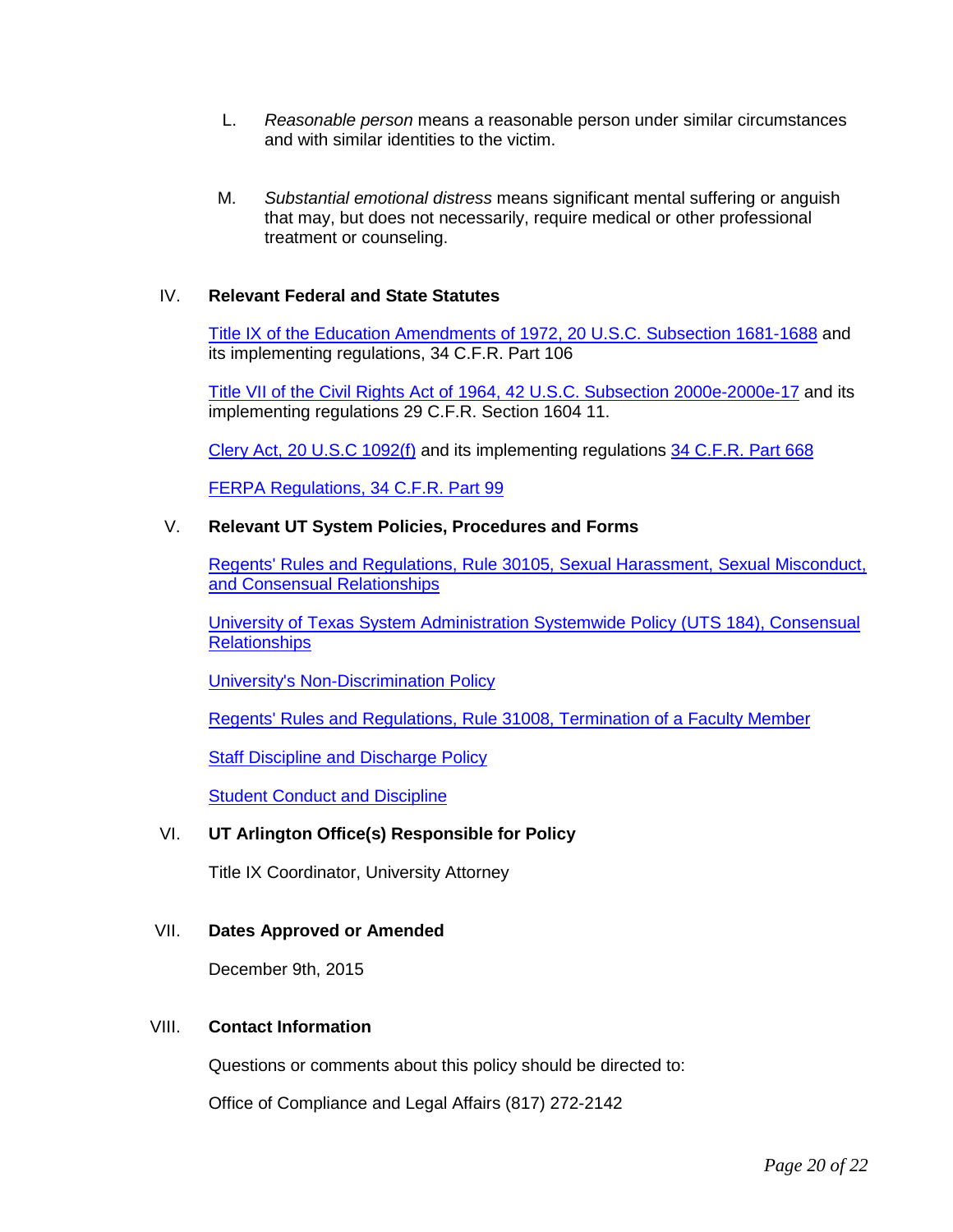L. *Reasonable person* means a reasonable person under similar circumstances and with similar identities to the victim.

M. *Substantial emotional distress* means significant mental suffering or anguish that may, but does not necessarily, require medical or other professional treatment or counseling.

## IV. Relevant Federal and State Statutes

Title IX of the Education Amendments of 1972, 20 U.S.C. Subsection 1681-1688 and its implementing regulations, 34 C.F.R. Part 106

Title VII of the Civil Rights Act of 1964, 42 U.S.C. Subsection 2000e-2000e-17 and its implementing regulations 29 C.F.R. Section 1604 11.

Clery Act, 20 U.S.C 1092(f) and its implementing regulations 34 C.F.R. Part 668

FERPA Regulations, 34 C.F.R. Part 99

## V. Relevant UT System Policies, Procedures and Forms

Regents' Rules and Regulations, Rule 30105, Sexual Harassment, Sexual Misconduct, and Consensual Relationships

University of Texas System Administration Systemwide Policy (UTS 184), Consensual Relationships

University's Non-Discrimination Policy

Regents' Rules and Regulations, Rule 31008, Termination of a Faculty Member

Staff Discipline and Discharge Policy

Student Conduct and Discipline

## VI. UT Arlington Office(s) Responsible for Policy

Title IX Coordinator, University Attorney

## VII. Dates Approved or Amended

December 9th, 2015

## VIII. Contact Information

Questions or comments about this policy should be directed to:

Office of Compliance and Legal Affairs (817) 272-2142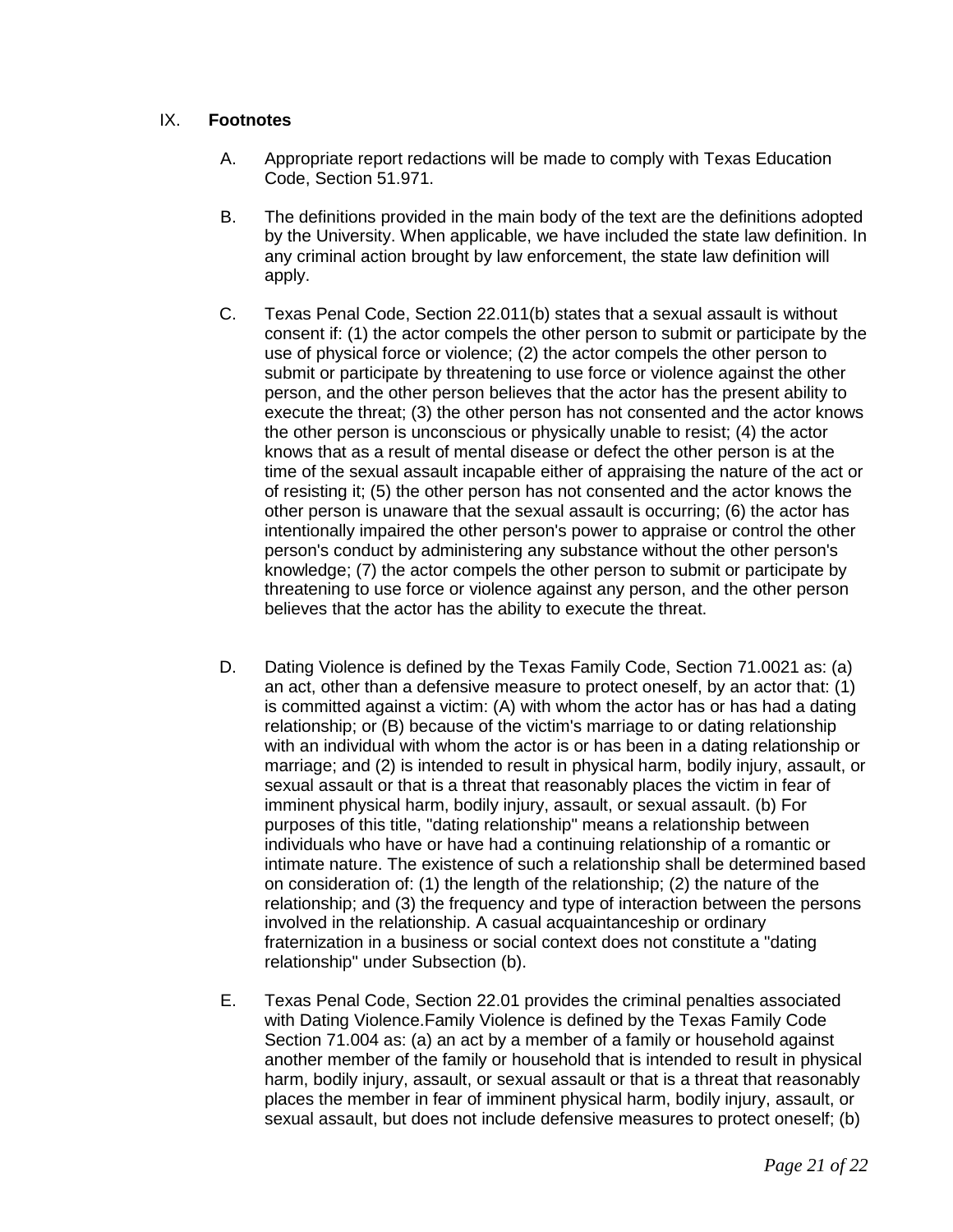## IX. **Footnotes**

A. Appropriate report redactions will be made to comply with Texas Education Code, Section 51.971.

B. The definitions provided in the main body of the text are the definitions adopted by the University. When applicable, we have included the state law definition. In any criminal action brought by law enforcement, the state law definition will apply.

C. Texas Penal Code, Section 22.011(b) states that a sexual assault is without consent if: (1) the actor compels the other person to submit or participate by the use of physical force or violence; (2) the actor compels the other person to submit or participate by threatening to use force or violence against the other person, and the other person believes that the actor has the present ability to execute the threat; (3) the other person has not consented and the actor knows the other person is unconscious or physically unable to resist; (4) the actor knows that as a result of mental disease or defect the other person is at the time of the sexual assault incapable either of appraising the nature of the act or of resisting it; (5) the other person has not consented and the actor knows the other person is unaware that the sexual assault is occurring; (6) the actor has intentionally impaired the other person's power to appraise or control the other person's conduct by administering any substance without the other person's knowledge; (7) the actor compels the other person to submit or participate by threatening to use force or violence against any person, and the other person believes that the actor has the ability to execute the threat.

D. Dating Violence is defined by the Texas Family Code, Section 71.0021 as: (a) an act, other than a defensive measure to protect oneself, by an actor that: (1) is committed against a victim: (A) with whom the actor has or has had a dating relationship; or (B) because of the victim's marriage to or dating relationship with an individual with whom the actor is or has been in a dating relationship or marriage; and (2) is intended to result in physical harm, bodily injury, assault, or sexual assault or that is a threat that reasonably places the victim in fear of imminent physical harm, bodily injury, assault, or sexual assault. (b) For purposes of this title, "dating relationship" means a relationship between individuals who have or have had a continuing relationship of a romantic or intimate nature. The existence of such a relationship shall be determined based on consideration of: (1) the length of the relationship; (2) the nature of the relationship; and (3) the frequency and type of interaction between the persons involved in the relationship. A casual acquaintanceship or ordinary fraternization in a business or social context does not constitute a "dating relationship" under Subsection (b).

E. Texas Penal Code, Section 22.01 provides the criminal penalties associated with Dating Violence.Family Violence is defined by the Texas Family Code Section 71.004 as: (a) an act by a member of a family or household against another member of the family or household that is intended to result in physical harm, bodily injury, assault, or sexual assault or that is a threat that reasonably places the member in fear of imminent physical harm, bodily injury, assault, or sexual assault, but does not include defensive measures to protect oneself; (b)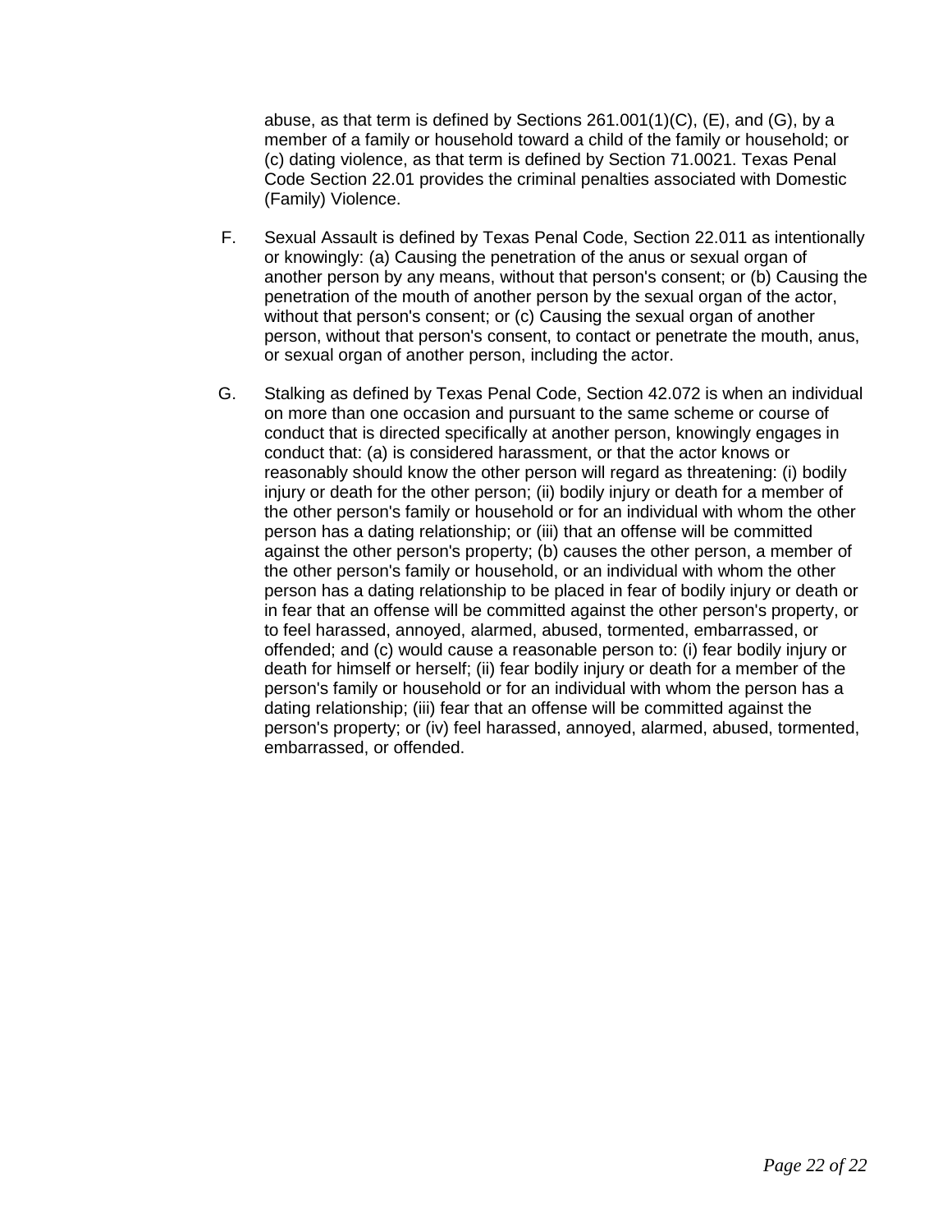abuse, as that term is defined by Sections 261.001(1)(C), (E), and (G), by a member of a family or household toward a child of the family or household; or (c) dating violence, as that term is defined by Section 71.0021. Texas Penal Code Section 22.01 provides the criminal penalties associated with Domestic (Family) Violence.

F. Sexual Assault is defined by Texas Penal Code, Section 22.011 as intentionally or knowingly: (a) Causing the penetration of the anus or sexual organ of another person by any means, without that person's consent; or (b) Causing the penetration of the mouth of another person by the sexual organ of the actor, without that person's consent; or (c) Causing the sexual organ of another person, without that person's consent, to contact or penetrate the mouth, anus, or sexual organ of another person, including the actor.

G. Stalking as defined by Texas Penal Code, Section 42.072 is when an individual on more than one occasion and pursuant to the same scheme or course of conduct that is directed specifically at another person, knowingly engages in conduct that: (a) is considered harassment, or that the actor knows or reasonably should know the other person will regard as threatening: (i) bodily injury or death for the other person; (ii) bodily injury or death for a member of the other person's family or household or for an individual with whom the other person has a dating relationship; or (iii) that an offense will be committed against the other person's property; (b) causes the other person, a member of the other person's family or household, or an individual with whom the other person has a dating relationship to be placed in fear of bodily injury or death or in fear that an offense will be committed against the other person's property, or to feel harassed, annoyed, alarmed, abused, tormented, embarrassed, or offended; and (c) would cause a reasonable person to: (i) fear bodily injury or death for himself or herself; (ii) fear bodily injury or death for a member of the person's family or household or for an individual with whom the person has a dating relationship; (iii) fear that an offense will be committed against the person's property; or (iv) feel harassed, annoyed, alarmed, abused, tormented, embarrassed, or offended.